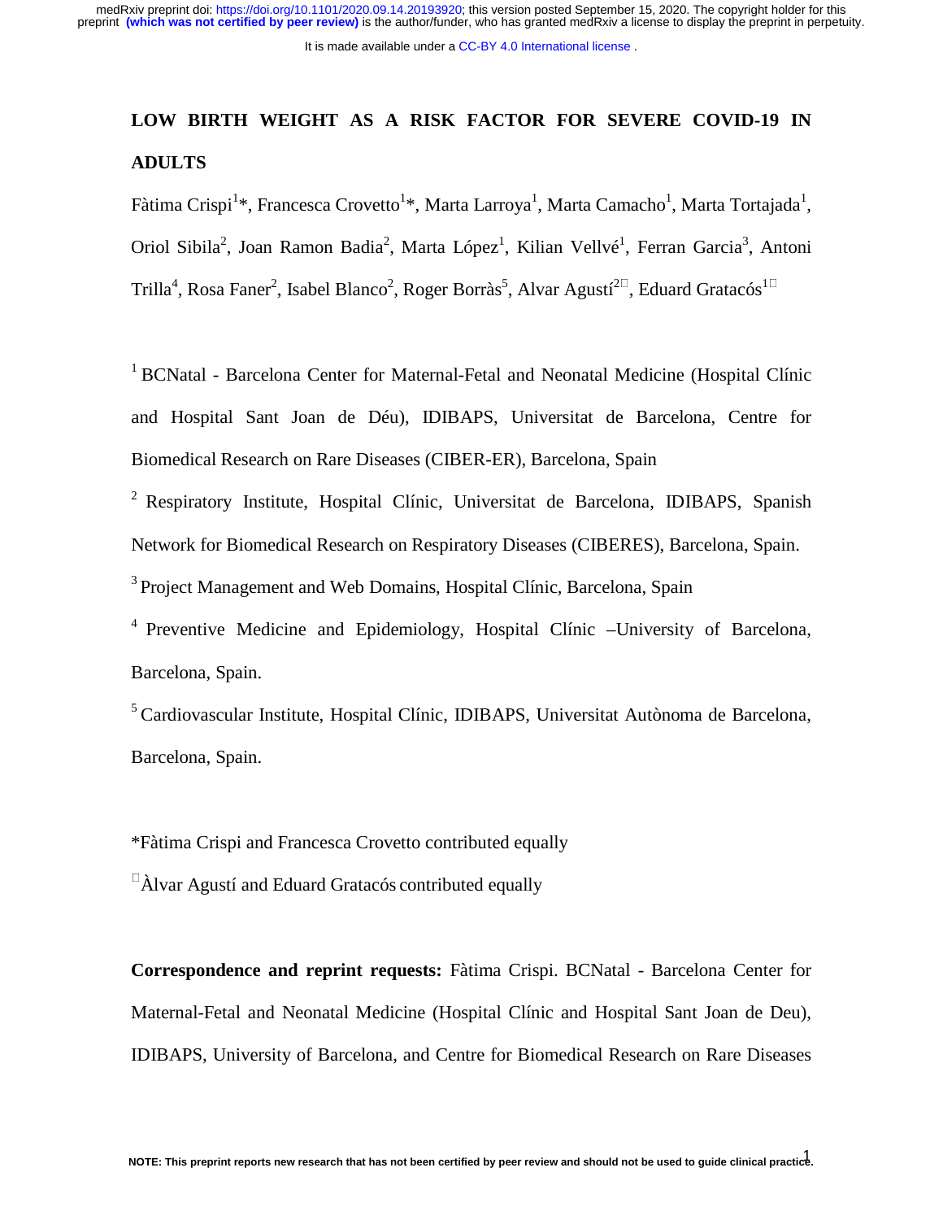# LOW BIRTH WEIGHT AS A RISK FACTOR FOR SEVERE COVID-19 IN ADULTS

Fàtima Crispi[1]*, Francesca Crovetto[1]*, Marta Larroya[1], Marta Camacho[1], Marta Tortajada[1], Oriol Sibila[2], Joan Ramon Badia[2], Marta López[1], Kilian Vellvé[1], Ferran Garcia[3], Antoni Trilla[4], Rosa Faner[2], Isabel Blanco[2], Roger Borràs[5], Alvar Agustí[2□], Eduard Gratacós[1□]

[1] BCNatal - Barcelona Center for Maternal-Fetal and Neonatal Medicine (Hospital Clínic and Hospital Sant Joan de Déu), IDIBAPS, Universitat de Barcelona, Centre for Biomedical Research on Rare Diseases (CIBER-ER), Barcelona, Spain

[2] Respiratory Institute, Hospital Clínic, Universitat de Barcelona, IDIBAPS, Spanish Network for Biomedical Research on Respiratory Diseases (CIBERES), Barcelona, Spain.

[3] Project Management and Web Domains, Hospital Clínic, Barcelona, Spain

[4] Preventive Medicine and Epidemiology, Hospital Clínic –University of Barcelona, Barcelona, Spain.

[5] Cardiovascular Institute, Hospital Clínic, IDIBAPS, Universitat Autònoma de Barcelona, Barcelona, Spain.

*Fàtima Crispi and Francesca Crovetto contributed equally

□ Àlvar Agustí and Eduard Gratacós contributed equally

**Correspondence and reprint requests:** Fàtima Crispi. BCNatal - Barcelona Center for Maternal-Fetal and Neonatal Medicine (Hospital Clínic and Hospital Sant Joan de Deu), IDIBAPS, University of Barcelona, and Centre for Biomedical Research on Rare Diseases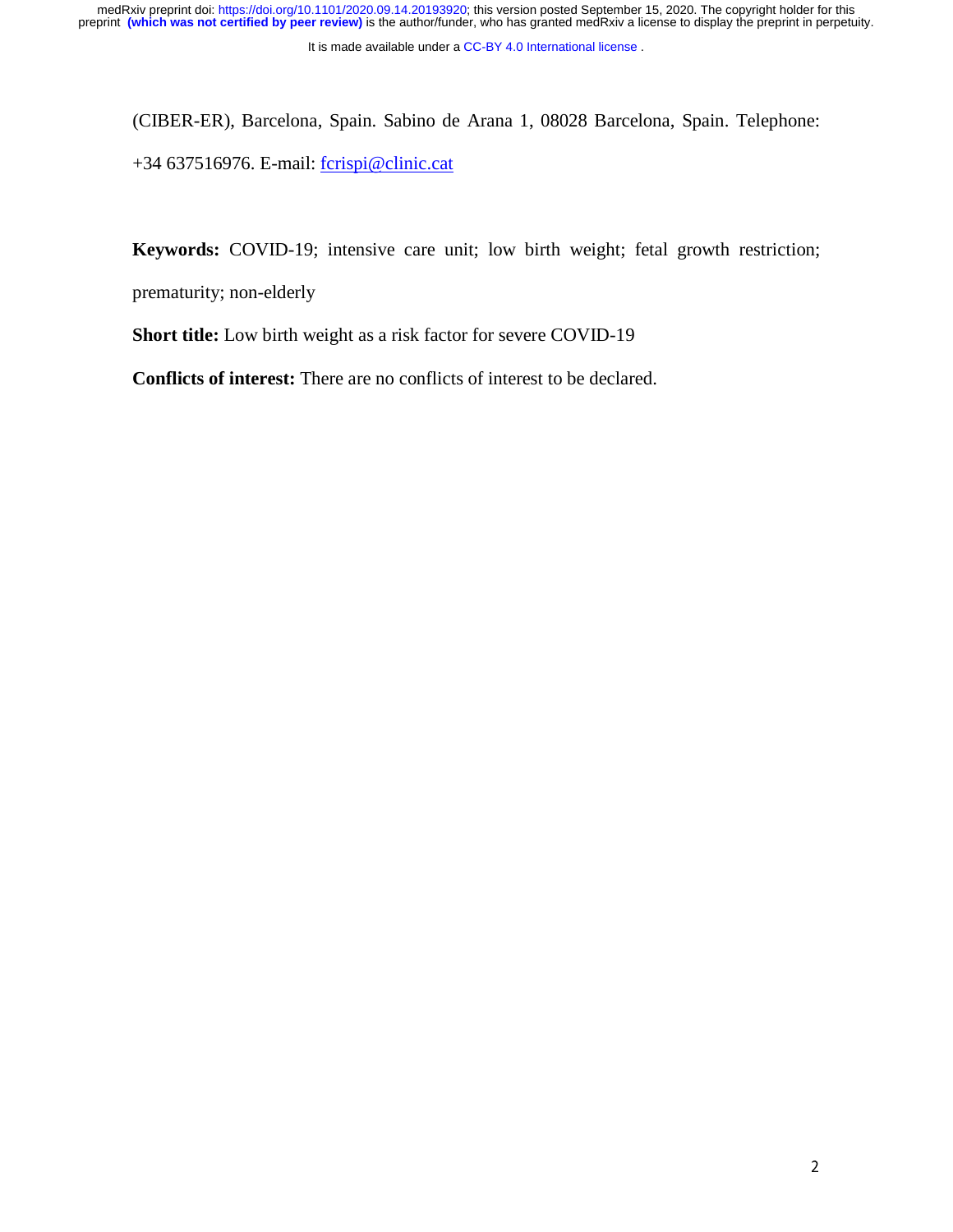(CIBER-ER), Barcelona, Spain. Sabino de Arana 1, 08028 Barcelona, Spain. Telephone: +34 637516976. E-mail: fcrispi@clinic.cat

**Keywords:** COVID-19; intensive care unit; low birth weight; fetal growth restriction; prematurity; non-elderly

**Short title:** Low birth weight as a risk factor for severe COVID-19

**Conflicts of interest:** There are no conflicts of interest to be declared.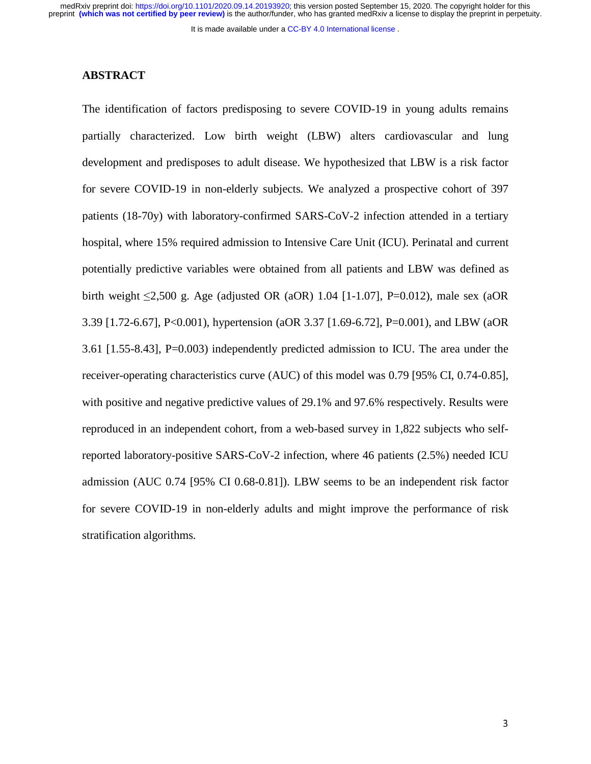## ABSTRACT

The identification of factors predisposing to severe COVID-19 in young adults remains partially characterized. Low birth weight (LBW) alters cardiovascular and lung development and predisposes to adult disease. We hypothesized that LBW is a risk factor for severe COVID-19 in non-elderly subjects. We analyzed a prospective cohort of 397 patients (18-70y) with laboratory-confirmed SARS-CoV-2 infection attended in a tertiary hospital, where 15% required admission to Intensive Care Unit (ICU). Perinatal and current potentially predictive variables were obtained from all patients and LBW was defined as birth weight $\leq$2,500 g. Age (adjusted OR (aOR) 1.04 [1-1.07], P=0.012), male sex (aOR 3.39 [1.72-6.67], P<0.001), hypertension (aOR 3.37 [1.69-6.72], P=0.001), and LBW (aOR 3.61 [1.55-8.43], P=0.003) independently predicted admission to ICU. The area under the receiver-operating characteristics curve (AUC) of this model was 0.79 [95% CI, 0.74-0.85], with positive and negative predictive values of 29.1% and 97.6% respectively. Results were reproduced in an independent cohort, from a web-based survey in 1,822 subjects who self-reported laboratory-positive SARS-CoV-2 infection, where 46 patients (2.5%) needed ICU admission (AUC 0.74 [95% CI 0.68-0.81]). LBW seems to be an independent risk factor for severe COVID-19 in non-elderly adults and might improve the performance of risk stratification algorithms.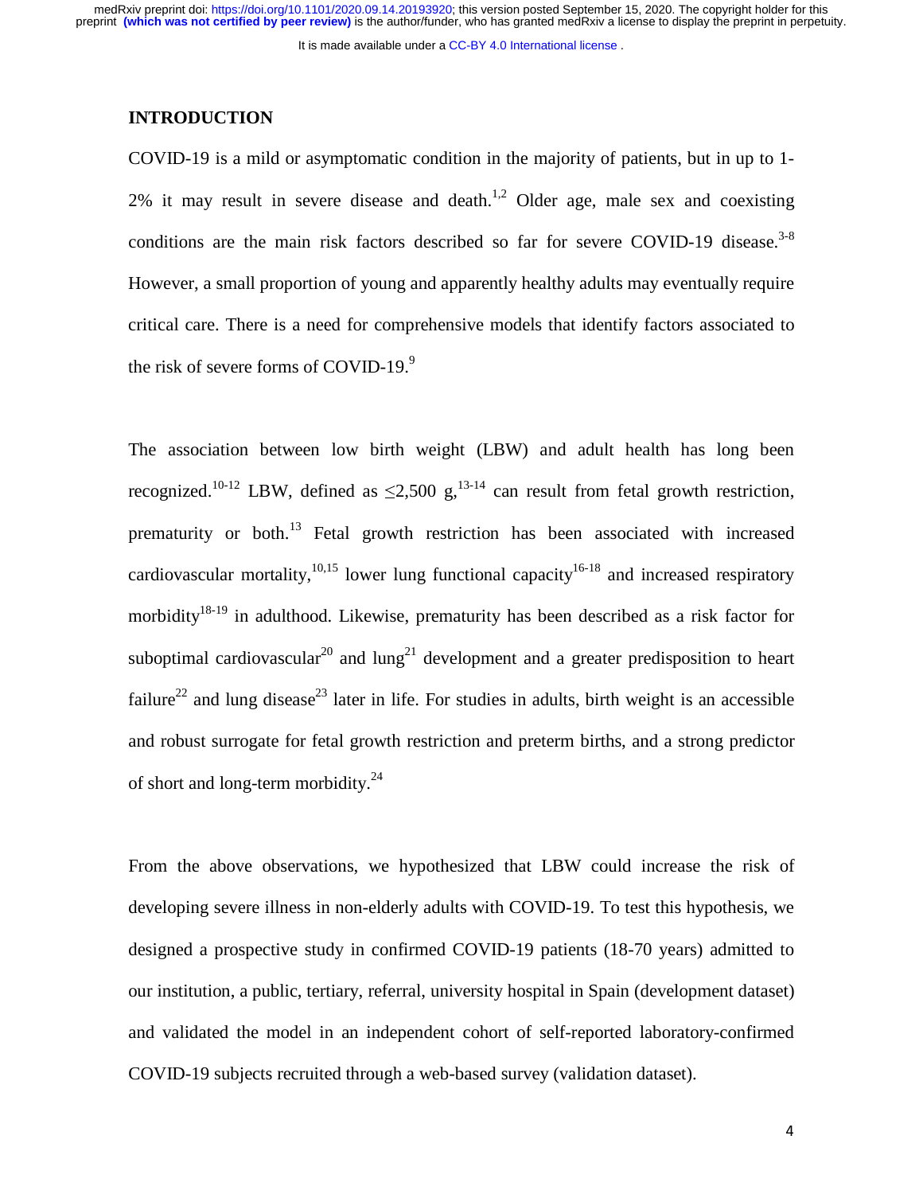## INTRODUCTION

COVID-19 is a mild or asymptomatic condition in the majority of patients, but in up to 1-2% it may result in severe disease and death.[1,2] Older age, male sex and coexisting conditions are the main risk factors described so far for severe COVID-19 disease.[3-8] However, a small proportion of young and apparently healthy adults may eventually require critical care. There is a need for comprehensive models that identify factors associated to the risk of severe forms of COVID-19.[9]

The association between low birth weight (LBW) and adult health has long been recognized.[10-12] LBW, defined as ≤2,500 g,[13-14] can result from fetal growth restriction, prematurity or both.[13] Fetal growth restriction has been associated with increased cardiovascular mortality,[10,15] lower lung functional capacity[16-18] and increased respiratory morbidity[18-19] in adulthood. Likewise, prematurity has been described as a risk factor for suboptimal cardiovascular[20] and lung[21] development and a greater predisposition to heart failure[22] and lung disease[23] later in life. For studies in adults, birth weight is an accessible and robust surrogate for fetal growth restriction and preterm births, and a strong predictor of short and long-term morbidity.[24]

From the above observations, we hypothesized that LBW could increase the risk of developing severe illness in non-elderly adults with COVID-19. To test this hypothesis, we designed a prospective study in confirmed COVID-19 patients (18-70 years) admitted to our institution, a public, tertiary, referral, university hospital in Spain (development dataset) and validated the model in an independent cohort of self-reported laboratory-confirmed COVID-19 subjects recruited through a web-based survey (validation dataset).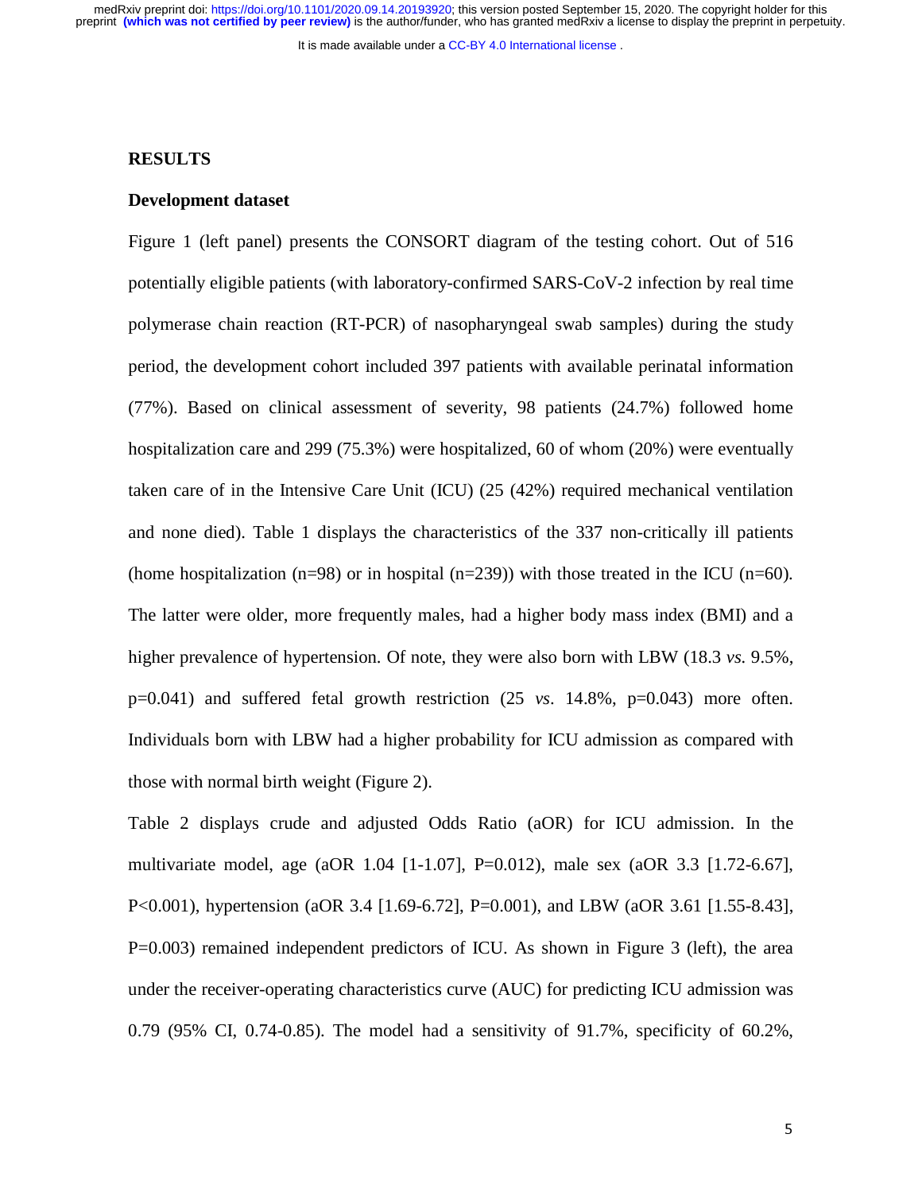## RESULTS

### Development dataset

Figure 1 (left panel) presents the CONSORT diagram of the testing cohort. Out of 516 potentially eligible patients (with laboratory-confirmed SARS-CoV-2 infection by real time polymerase chain reaction (RT-PCR) of nasopharyngeal swab samples) during the study period, the development cohort included 397 patients with available perinatal information (77%). Based on clinical assessment of severity, 98 patients (24.7%) followed home hospitalization care and 299 (75.3%) were hospitalized, 60 of whom (20%) were eventually taken care of in the Intensive Care Unit (ICU) (25 (42%) required mechanical ventilation and none died). Table 1 displays the characteristics of the 337 non-critically ill patients (home hospitalization (n=98) or in hospital (n=239)) with those treated in the ICU (n=60). The latter were older, more frequently males, had a higher body mass index (BMI) and a higher prevalence of hypertension. Of note, they were also born with LBW (18.3 *vs.* 9.5%, p=0.041) and suffered fetal growth restriction (25 *vs*. 14.8%, p=0.043) more often. Individuals born with LBW had a higher probability for ICU admission as compared with those with normal birth weight (Figure 2).

Table 2 displays crude and adjusted Odds Ratio (aOR) for ICU admission. In the multivariate model, age (aOR 1.04 [1-1.07], P=0.012), male sex (aOR 3.3 [1.72-6.67], P<0.001), hypertension (aOR 3.4 [1.69-6.72], P=0.001), and LBW (aOR 3.61 [1.55-8.43], P=0.003) remained independent predictors of ICU. As shown in Figure 3 (left), the area under the receiver-operating characteristics curve (AUC) for predicting ICU admission was 0.79 (95% CI, 0.74-0.85). The model had a sensitivity of 91.7%, specificity of 60.2%,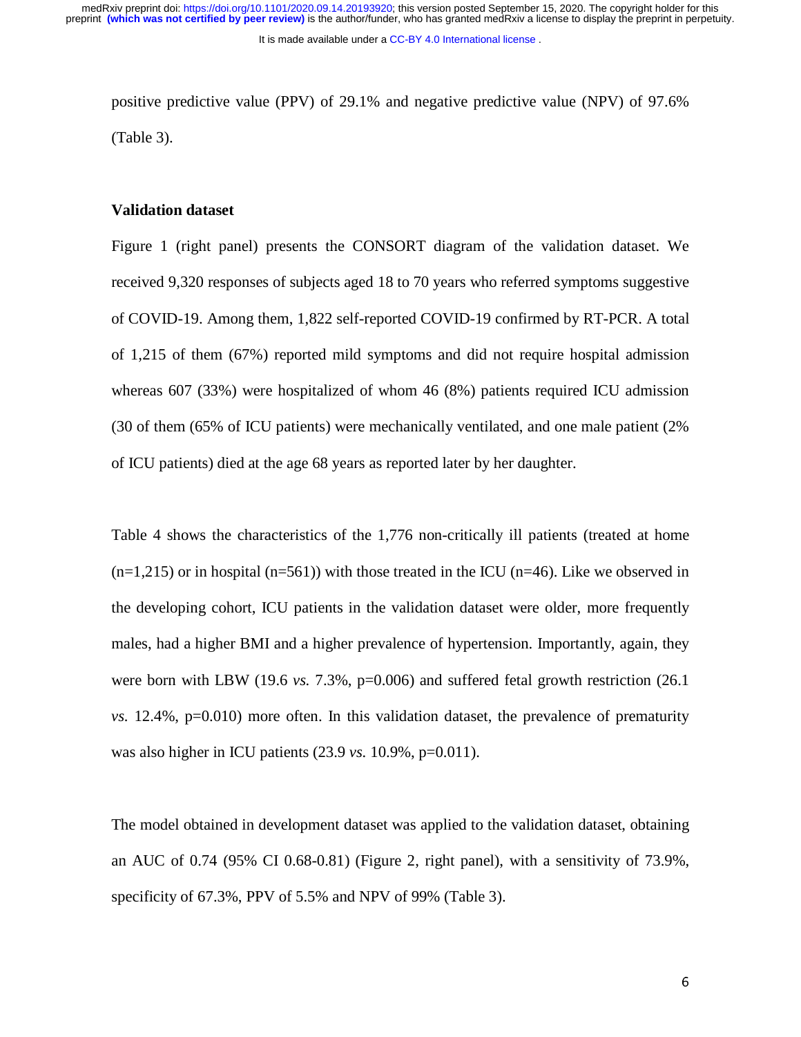positive predictive value (PPV) of 29.1% and negative predictive value (NPV) of 97.6% (Table 3).

**Validation dataset**

Figure 1 (right panel) presents the CONSORT diagram of the validation dataset. We received 9,320 responses of subjects aged 18 to 70 years who referred symptoms suggestive of COVID-19. Among them, 1,822 self-reported COVID-19 confirmed by RT-PCR. A total of 1,215 of them (67%) reported mild symptoms and did not require hospital admission whereas 607 (33%) were hospitalized of whom 46 (8%) patients required ICU admission (30 of them (65% of ICU patients) were mechanically ventilated, and one male patient (2% of ICU patients) died at the age 68 years as reported later by her daughter.

Table 4 shows the characteristics of the 1,776 non-critically ill patients (treated at home (n=1,215) or in hospital (n=561)) with those treated in the ICU (n=46). Like we observed in the developing cohort, ICU patients in the validation dataset were older, more frequently males, had a higher BMI and a higher prevalence of hypertension. Importantly, again, they were born with LBW (19.6 *vs.* 7.3%, p=0.006) and suffered fetal growth restriction (26.1 *vs.* 12.4%, p=0.010) more often. In this validation dataset, the prevalence of prematurity was also higher in ICU patients (23.9 *vs.* 10.9%, p=0.011).

The model obtained in development dataset was applied to the validation dataset, obtaining an AUC of 0.74 (95% CI 0.68-0.81) (Figure 2, right panel), with a sensitivity of 73.9%, specificity of 67.3%, PPV of 5.5% and NPV of 99% (Table 3).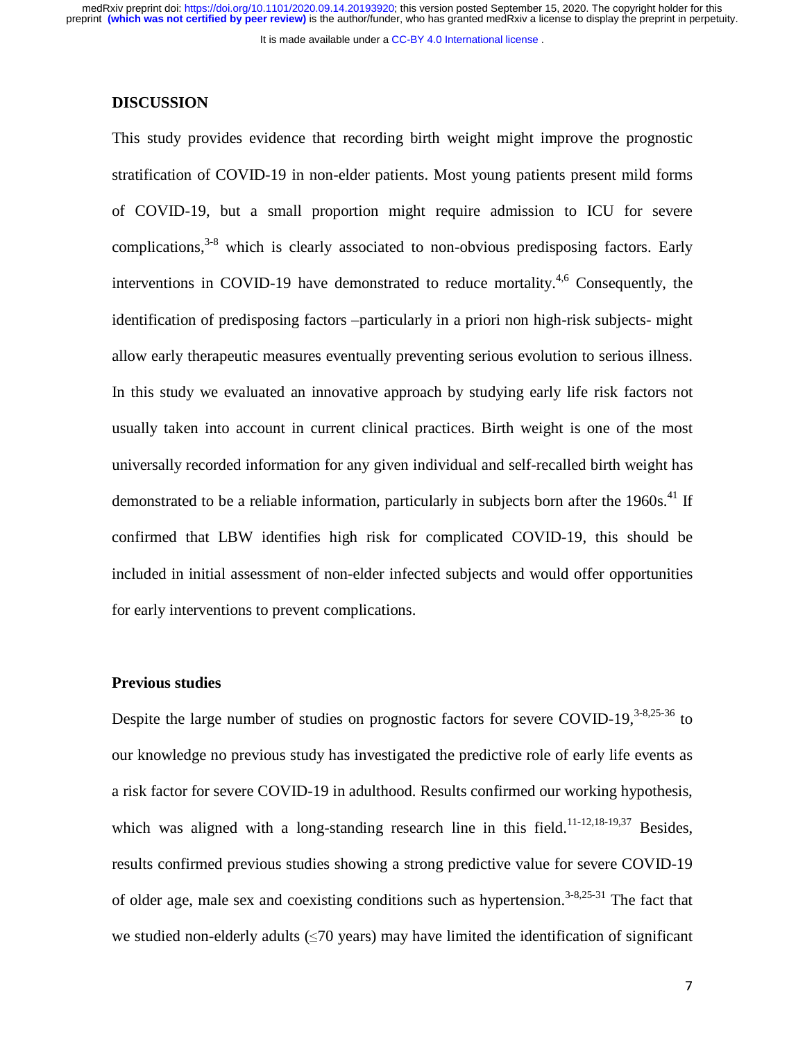## DISCUSSION

This study provides evidence that recording birth weight might improve the prognostic stratification of COVID-19 in non-elder patients. Most young patients present mild forms of COVID-19, but a small proportion might require admission to ICU for severe complications,[3-8] which is clearly associated to non-obvious predisposing factors. Early interventions in COVID-19 have demonstrated to reduce mortality.[4,6] Consequently, the identification of predisposing factors –particularly in a priori non high-risk subjects- might allow early therapeutic measures eventually preventing serious evolution to serious illness. In this study we evaluated an innovative approach by studying early life risk factors not usually taken into account in current clinical practices. Birth weight is one of the most universally recorded information for any given individual and self-recalled birth weight has demonstrated to be a reliable information, particularly in subjects born after the 1960s.[41] If confirmed that LBW identifies high risk for complicated COVID-19, this should be included in initial assessment of non-elder infected subjects and would offer opportunities for early interventions to prevent complications.

### Previous studies

Despite the large number of studies on prognostic factors for severe COVID-19,[3-8,25-36] to our knowledge no previous study has investigated the predictive role of early life events as a risk factor for severe COVID-19 in adulthood. Results confirmed our working hypothesis, which was aligned with a long-standing research line in this field.[11-12,18-19,37] Besides, results confirmed previous studies showing a strong predictive value for severe COVID-19 of older age, male sex and coexisting conditions such as hypertension.[3-8,25-31] The fact that we studied non-elderly adults (≤70 years) may have limited the identification of significant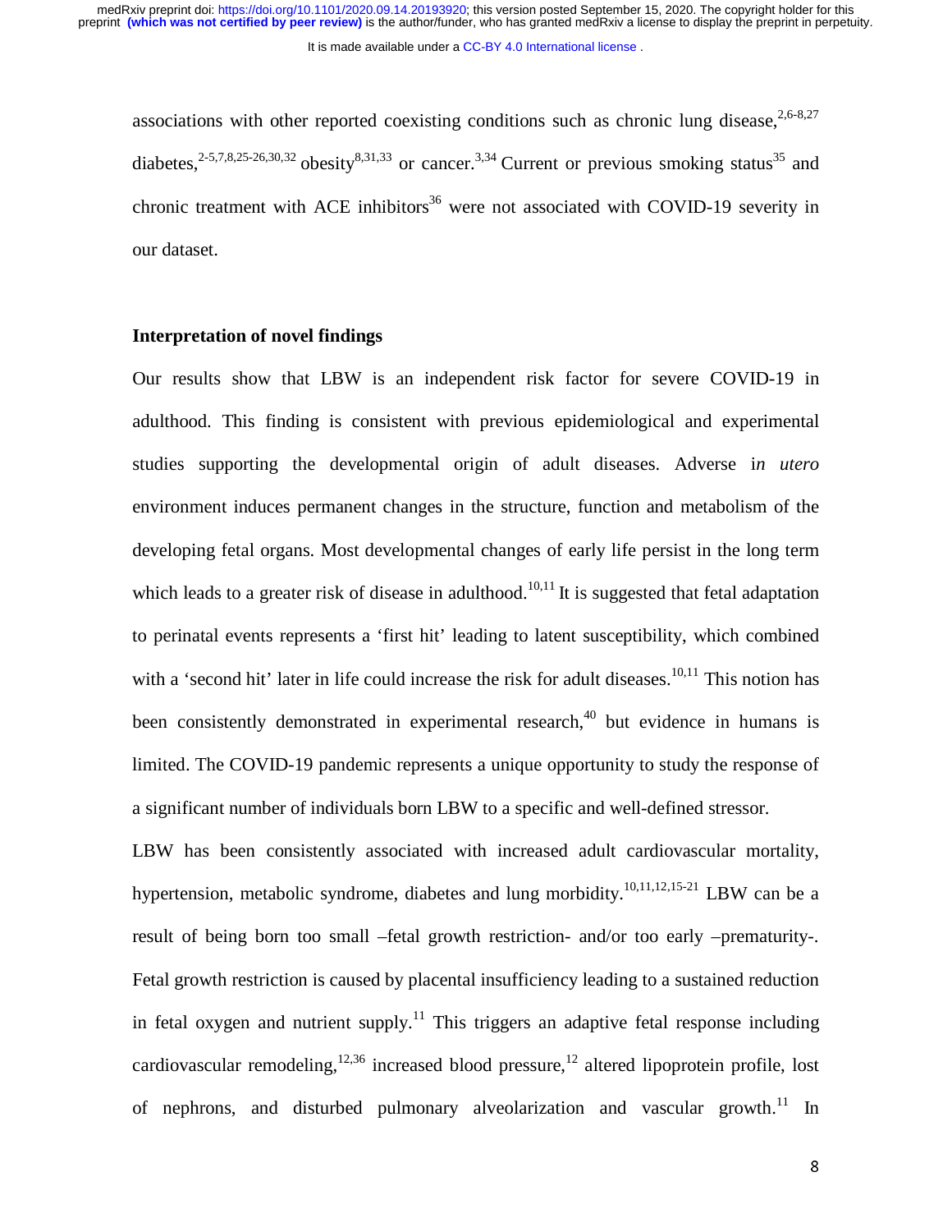associations with other reported coexisting conditions such as chronic lung disease,[2,6-8,27] diabetes,[2-5,7,8,25-26,30,32] obesity[8,31,33] or cancer.[3,34] Current or previous smoking status[35] and chronic treatment with ACE inhibitors[36] were not associated with COVID-19 severity in our dataset.

**Interpretation of novel findings**

Our results show that LBW is an independent risk factor for severe COVID-19 in adulthood. This finding is consistent with previous epidemiological and experimental studies supporting the developmental origin of adult diseases. Adverse i*n utero* environment induces permanent changes in the structure, function and metabolism of the developing fetal organs. Most developmental changes of early life persist in the long term which leads to a greater risk of disease in adulthood.[10,11] It is suggested that fetal adaptation to perinatal events represents a 'first hit' leading to latent susceptibility, which combined with a 'second hit' later in life could increase the risk for adult diseases.[10,11] This notion has been consistently demonstrated in experimental research,[40] but evidence in humans is limited. The COVID-19 pandemic represents a unique opportunity to study the response of a significant number of individuals born LBW to a specific and well-defined stressor.

LBW has been consistently associated with increased adult cardiovascular mortality, hypertension, metabolic syndrome, diabetes and lung morbidity.[10,11,12,15-21] LBW can be a result of being born too small –fetal growth restriction- and/or too early –prematurity-. Fetal growth restriction is caused by placental insufficiency leading to a sustained reduction in fetal oxygen and nutrient supply.[11] This triggers an adaptive fetal response including cardiovascular remodeling,[12,36] increased blood pressure,[12] altered lipoprotein profile, lost of nephrons, and disturbed pulmonary alveolarization and vascular growth.[11] In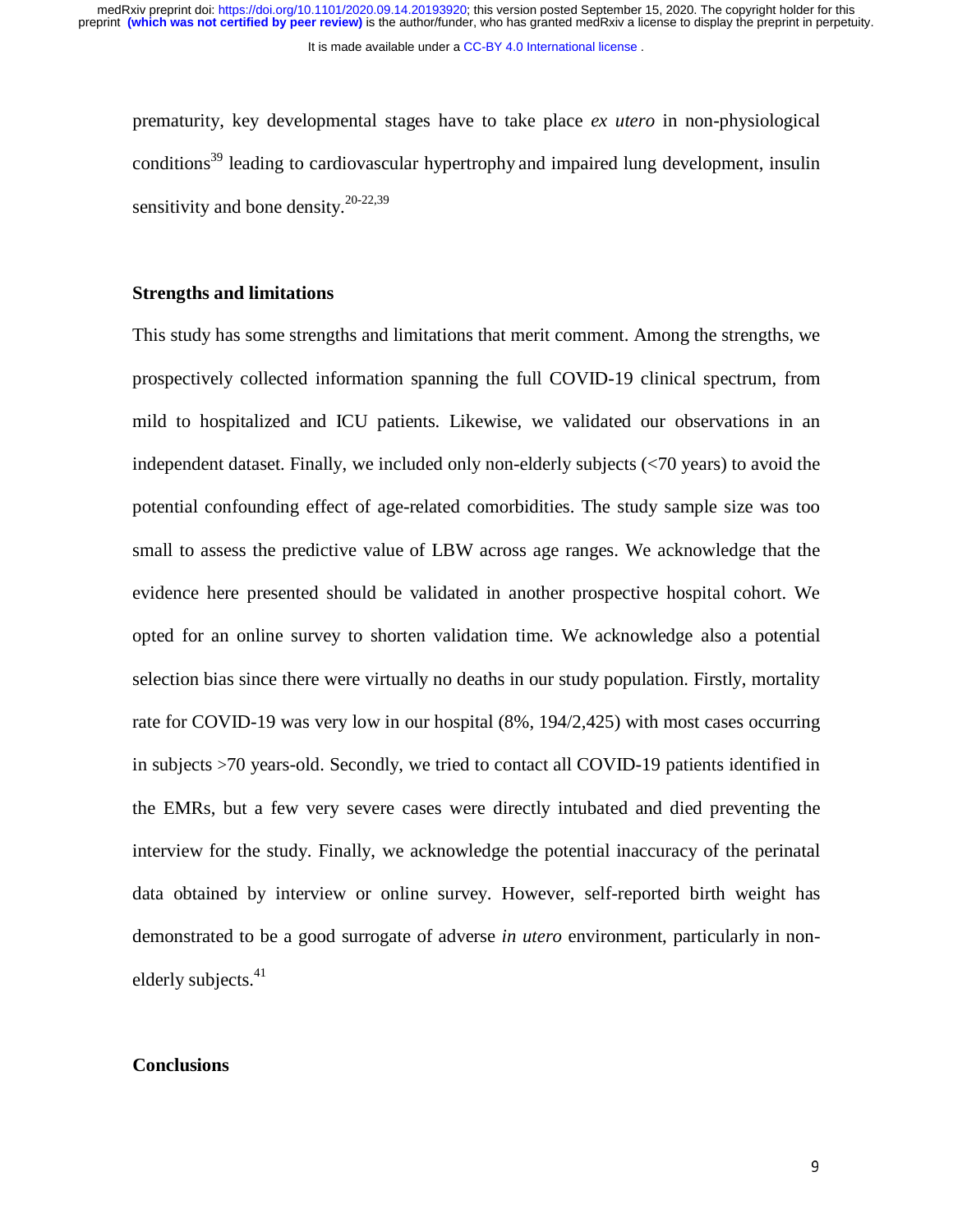prematurity, key developmental stages have to take place *ex utero* in non-physiological conditions[39] leading to cardiovascular hypertrophy and impaired lung development, insulin sensitivity and bone density.[20-22,39]

## Strengths and limitations

This study has some strengths and limitations that merit comment. Among the strengths, we prospectively collected information spanning the full COVID-19 clinical spectrum, from mild to hospitalized and ICU patients. Likewise, we validated our observations in an independent dataset. Finally, we included only non-elderly subjects (<70 years) to avoid the potential confounding effect of age-related comorbidities. The study sample size was too small to assess the predictive value of LBW across age ranges. We acknowledge that the evidence here presented should be validated in another prospective hospital cohort. We opted for an online survey to shorten validation time. We acknowledge also a potential selection bias since there were virtually no deaths in our study population. Firstly, mortality rate for COVID-19 was very low in our hospital (8%, 194/2,425) with most cases occurring in subjects >70 years-old. Secondly, we tried to contact all COVID-19 patients identified in the EMRs, but a few very severe cases were directly intubated and died preventing the interview for the study. Finally, we acknowledge the potential inaccuracy of the perinatal data obtained by interview or online survey. However, self-reported birth weight has demonstrated to be a good surrogate of adverse *in utero* environment, particularly in non-elderly subjects.[41]

## Conclusions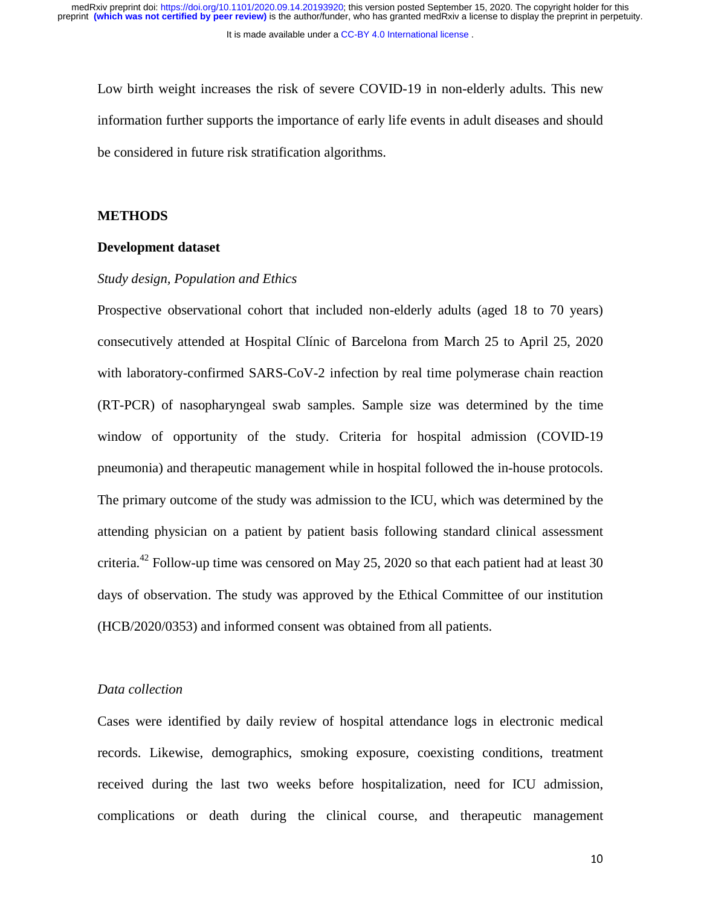Low birth weight increases the risk of severe COVID-19 in non-elderly adults. This new information further supports the importance of early life events in adult diseases and should be considered in future risk stratification algorithms.

## METHODS

### Development dataset

*Study design, Population and Ethics*

Prospective observational cohort that included non-elderly adults (aged 18 to 70 years) consecutively attended at Hospital Clínic of Barcelona from March 25 to April 25, 2020 with laboratory-confirmed SARS-CoV-2 infection by real time polymerase chain reaction (RT-PCR) of nasopharyngeal swab samples. Sample size was determined by the time window of opportunity of the study. Criteria for hospital admission (COVID-19 pneumonia) and therapeutic management while in hospital followed the in-house protocols. The primary outcome of the study was admission to the ICU, which was determined by the attending physician on a patient by patient basis following standard clinical assessment criteria.[42] Follow-up time was censored on May 25, 2020 so that each patient had at least 30 days of observation. The study was approved by the Ethical Committee of our institution (HCB/2020/0353) and informed consent was obtained from all patients.

*Data collection*

Cases were identified by daily review of hospital attendance logs in electronic medical records. Likewise, demographics, smoking exposure, coexisting conditions, treatment received during the last two weeks before hospitalization, need for ICU admission, complications or death during the clinical course, and therapeutic management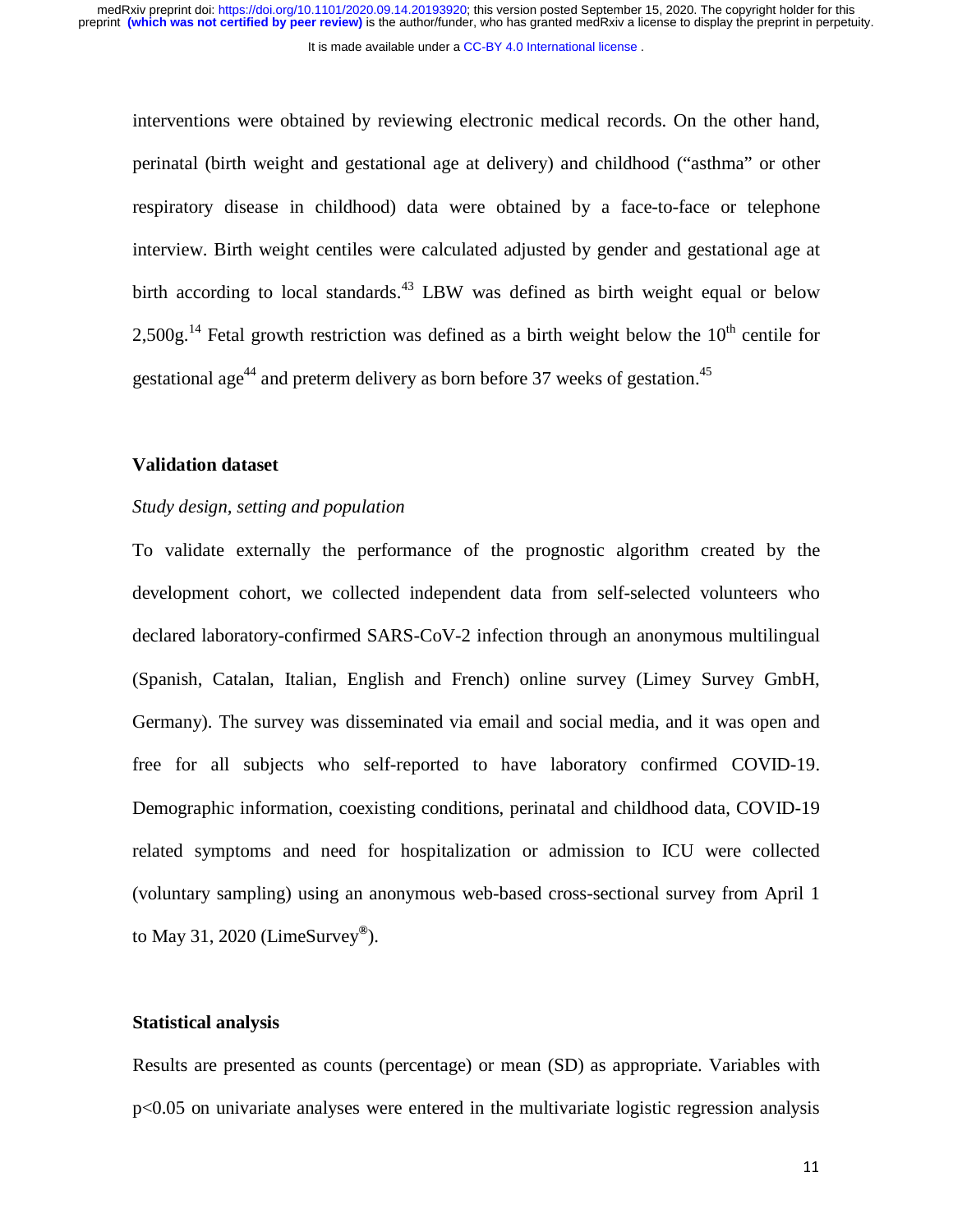interventions were obtained by reviewing electronic medical records. On the other hand, perinatal (birth weight and gestational age at delivery) and childhood ("asthma" or other respiratory disease in childhood) data were obtained by a face-to-face or telephone interview. Birth weight centiles were calculated adjusted by gender and gestational age at birth according to local standards.[43] LBW was defined as birth weight equal or below 2,500g.[14] Fetal growth restriction was defined as a birth weight below the $10^{th}$ centile for gestational age[44] and preterm delivery as born before 37 weeks of gestation.[45]

## Validation dataset

### *Study design, setting and population*

To validate externally the performance of the prognostic algorithm created by the development cohort, we collected independent data from self-selected volunteers who declared laboratory-confirmed SARS-CoV-2 infection through an anonymous multilingual (Spanish, Catalan, Italian, English and French) online survey (Limey Survey GmbH, Germany). The survey was disseminated via email and social media, and it was open and free for all subjects who self-reported to have laboratory confirmed COVID-19. Demographic information, coexisting conditions, perinatal and childhood data, COVID-19 related symptoms and need for hospitalization or admission to ICU were collected (voluntary sampling) using an anonymous web-based cross-sectional survey from April 1 to May 31, 2020 (LimeSurvey®).

## Statistical analysis

Results are presented as counts (percentage) or mean (SD) as appropriate. Variables with $p<0.05$ on univariate analyses were entered in the multivariate logistic regression analysis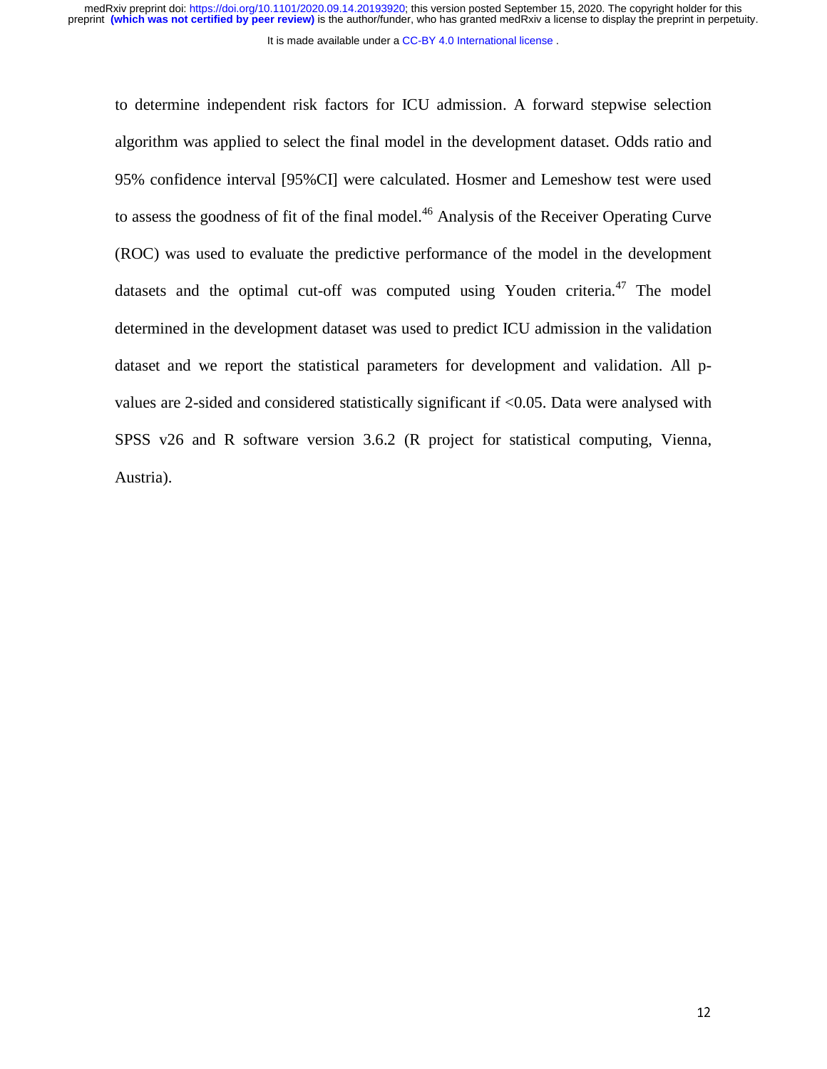to determine independent risk factors for ICU admission. A forward stepwise selection algorithm was applied to select the final model in the development dataset. Odds ratio and 95% confidence interval [95%CI] were calculated. Hosmer and Lemeshow test were used to assess the goodness of fit of the final model.[46] Analysis of the Receiver Operating Curve (ROC) was used to evaluate the predictive performance of the model in the development datasets and the optimal cut-off was computed using Youden criteria.[47] The model determined in the development dataset was used to predict ICU admission in the validation dataset and we report the statistical parameters for development and validation. All p-values are 2-sided and considered statistically significant if <0.05. Data were analysed with SPSS v26 and R software version 3.6.2 (R project for statistical computing, Vienna, Austria).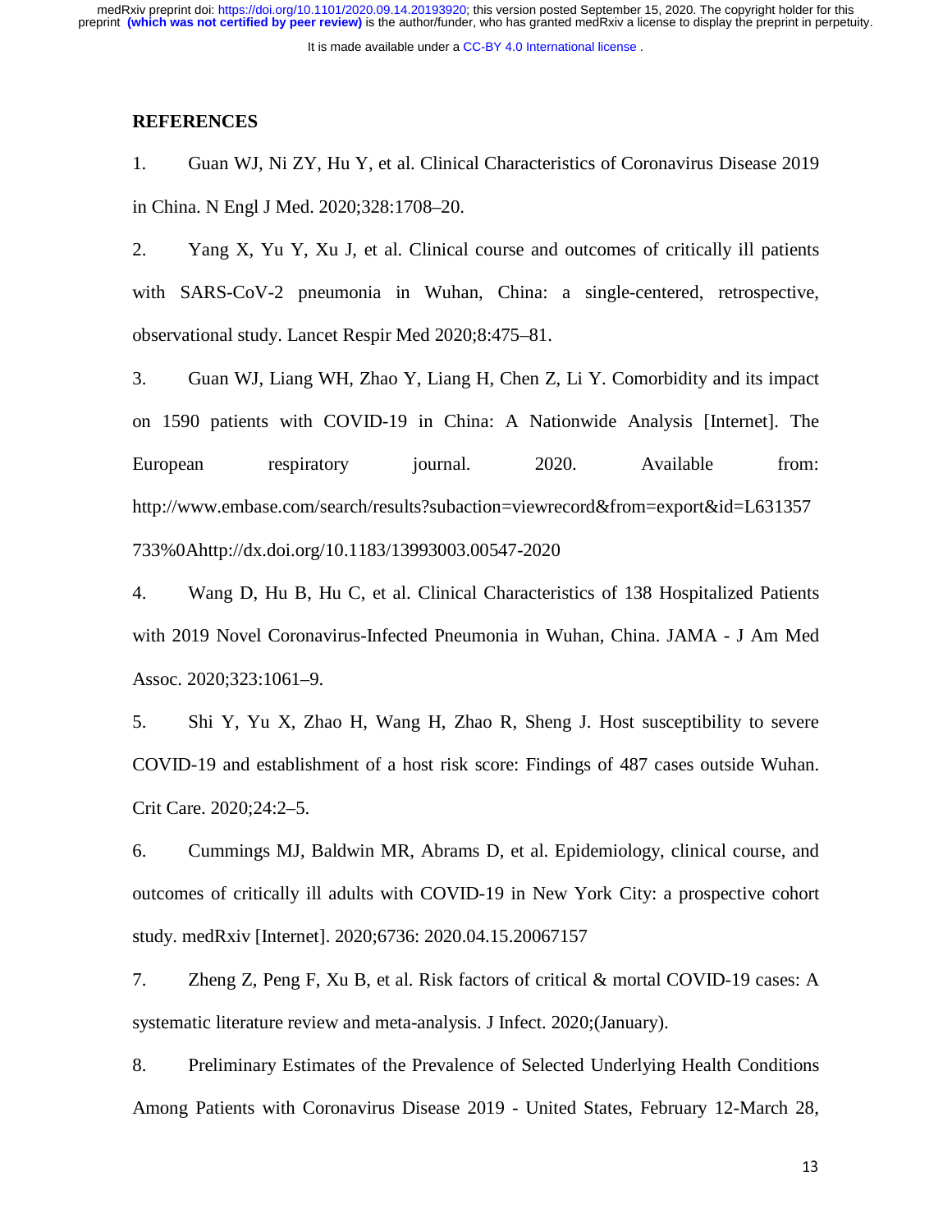**REFERENCES**

1. Guan WJ, Ni ZY, Hu Y, et al. Clinical Characteristics of Coronavirus Disease 2019 in China. N Engl J Med. 2020;328:1708–20.

2. Yang X, Yu Y, Xu J, et al. Clinical course and outcomes of critically ill patients with SARS-CoV-2 pneumonia in Wuhan, China: a single-centered, retrospective, observational study. Lancet Respir Med 2020;8:475–81.

3. Guan WJ, Liang WH, Zhao Y, Liang H, Chen Z, Li Y. Comorbidity and its impact on 1590 patients with COVID-19 in China: A Nationwide Analysis [Internet]. The European respiratory journal. 2020. Available from: http://www.embase.com/search/results?subaction=viewrecord&from=export&id=L631357733%0Ahttp://dx.doi.org/10.1183/13993003.00547-2020

4. Wang D, Hu B, Hu C, et al. Clinical Characteristics of 138 Hospitalized Patients with 2019 Novel Coronavirus-Infected Pneumonia in Wuhan, China. JAMA - J Am Med Assoc. 2020;323:1061–9.

5. Shi Y, Yu X, Zhao H, Wang H, Zhao R, Sheng J. Host susceptibility to severe COVID-19 and establishment of a host risk score: Findings of 487 cases outside Wuhan. Crit Care. 2020;24:2–5.

6. Cummings MJ, Baldwin MR, Abrams D, et al. Epidemiology, clinical course, and outcomes of critically ill adults with COVID-19 in New York City: a prospective cohort study. medRxiv [Internet]. 2020;6736: 2020.04.15.20067157

7. Zheng Z, Peng F, Xu B, et al. Risk factors of critical & mortal COVID-19 cases: A systematic literature review and meta-analysis. J Infect. 2020;(January).

8. Preliminary Estimates of the Prevalence of Selected Underlying Health Conditions Among Patients with Coronavirus Disease 2019 - United States, February 12-March 28,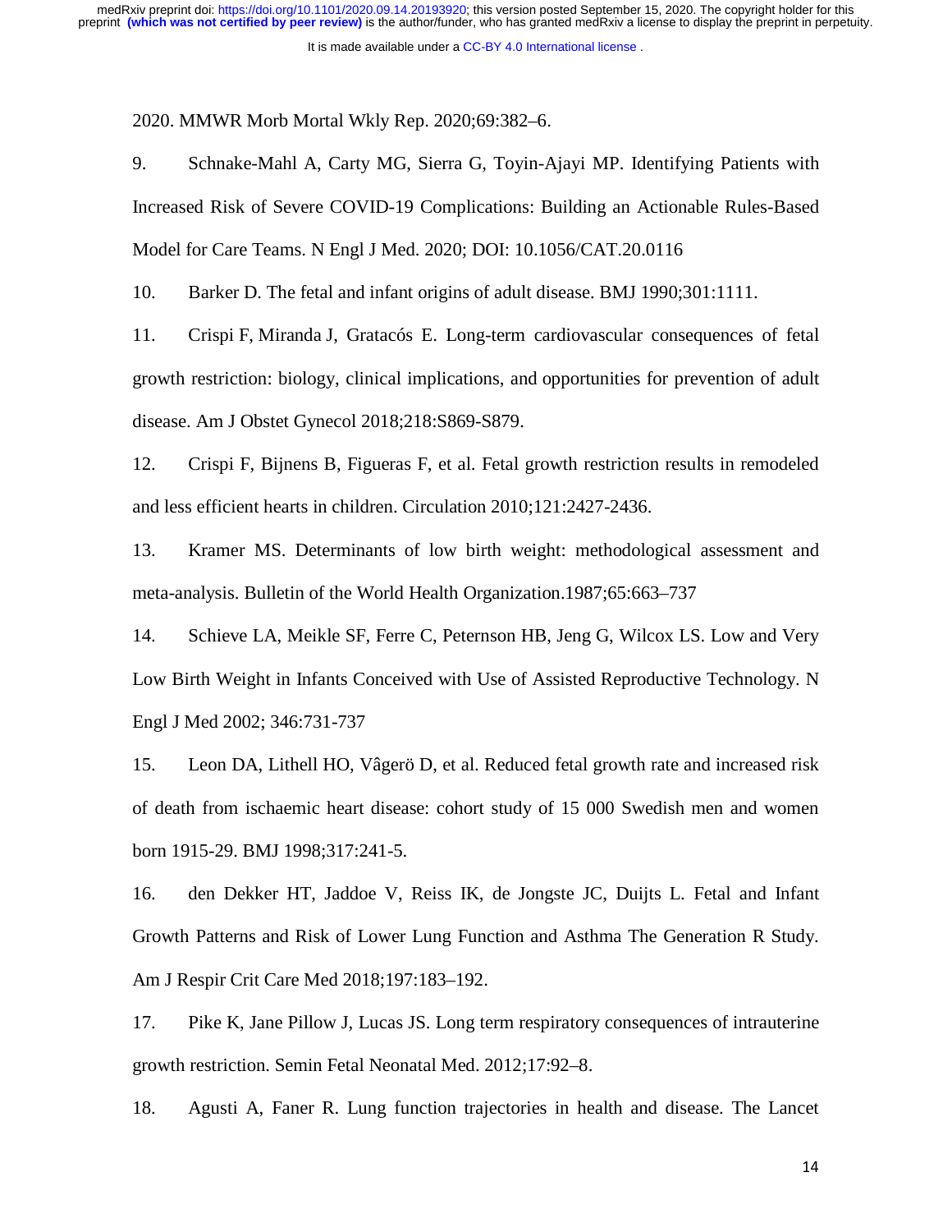2020. MMWR Morb Mortal Wkly Rep. 2020;69:382–6.

9. Schnake-Mahl A, Carty MG, Sierra G, Toyin-Ajayi MP. Identifying Patients with Increased Risk of Severe COVID-19 Complications: Building an Actionable Rules-Based Model for Care Teams. N Engl J Med. 2020; DOI: 10.1056/CAT.20.0116

10. Barker D. The fetal and infant origins of adult disease. BMJ 1990;301:1111.

11. Crispi F, Miranda J, Gratacós E. Long-term cardiovascular consequences of fetal growth restriction: biology, clinical implications, and opportunities for prevention of adult disease. Am J Obstet Gynecol 2018;218:S869-S879.

12. Crispi F, Bijnens B, Figueras F, et al. Fetal growth restriction results in remodeled and less efficient hearts in children. Circulation 2010;121:2427-2436.

13. Kramer MS. Determinants of low birth weight: methodological assessment and meta-analysis. Bulletin of the World Health Organization.1987;65:663–737

14. Schieve LA, Meikle SF, Ferre C, Peternson HB, Jeng G, Wilcox LS. Low and Very Low Birth Weight in Infants Conceived with Use of Assisted Reproductive Technology. N Engl J Med 2002; 346:731-737

15. Leon DA, Lithell HO, Vâgerö D, et al. Reduced fetal growth rate and increased risk of death from ischaemic heart disease: cohort study of 15 000 Swedish men and women born 1915-29. BMJ 1998;317:241-5.

16. den Dekker HT, Jaddoe V, Reiss IK, de Jongste JC, Duijts L. Fetal and Infant Growth Patterns and Risk of Lower Lung Function and Asthma The Generation R Study. Am J Respir Crit Care Med 2018;197:183–192.

17. Pike K, Jane Pillow J, Lucas JS. Long term respiratory consequences of intrauterine growth restriction. Semin Fetal Neonatal Med. 2012;17:92–8.

18. Agusti A, Faner R. Lung function trajectories in health and disease. The Lancet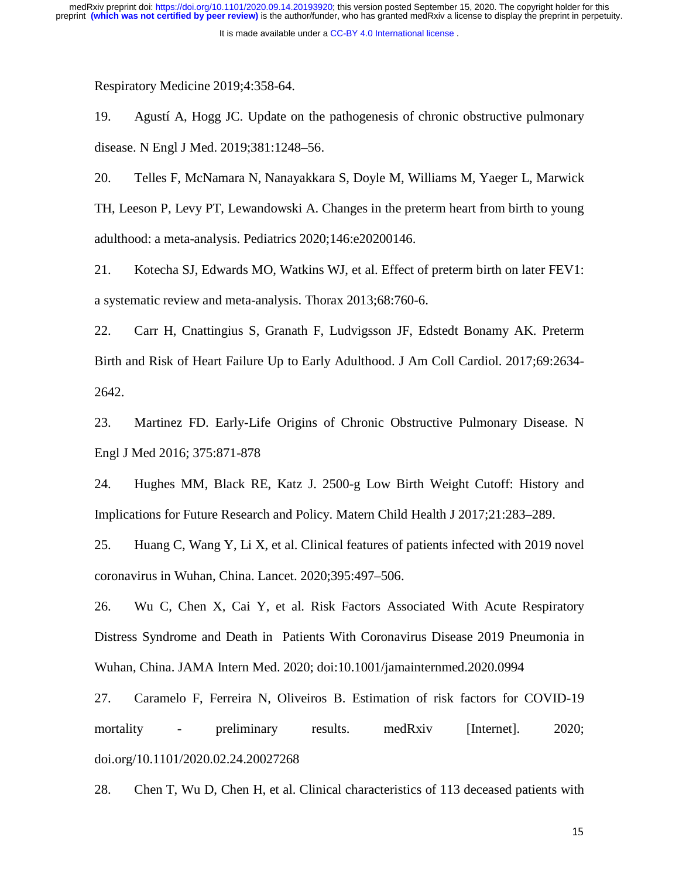Respiratory Medicine 2019;4:358-64.

19. Agustí A, Hogg JC. Update on the pathogenesis of chronic obstructive pulmonary disease. N Engl J Med. 2019;381:1248–56.

20. Telles F, McNamara N, Nanayakkara S, Doyle M, Williams M, Yaeger L, Marwick TH, Leeson P, Levy PT, Lewandowski A. Changes in the preterm heart from birth to young adulthood: a meta-analysis. Pediatrics 2020;146:e20200146.

21. Kotecha SJ, Edwards MO, Watkins WJ, et al. Effect of preterm birth on later FEV1: a systematic review and meta-analysis. Thorax 2013;68:760-6.

22. Carr H, Cnattingius S, Granath F, Ludvigsson JF, Edstedt Bonamy AK. Preterm Birth and Risk of Heart Failure Up to Early Adulthood. J Am Coll Cardiol. 2017;69:2634-2642.

23. Martinez FD. Early-Life Origins of Chronic Obstructive Pulmonary Disease. N Engl J Med 2016; 375:871-878

24. Hughes MM, Black RE, Katz J. 2500-g Low Birth Weight Cutoff: History and Implications for Future Research and Policy. Matern Child Health J 2017;21:283–289.

25. Huang C, Wang Y, Li X, et al. Clinical features of patients infected with 2019 novel coronavirus in Wuhan, China. Lancet. 2020;395:497–506.

26. Wu C, Chen X, Cai Y, et al. Risk Factors Associated With Acute Respiratory Distress Syndrome and Death in Patients With Coronavirus Disease 2019 Pneumonia in Wuhan, China. JAMA Intern Med. 2020; doi:10.1001/jamainternmed.2020.0994

27. Caramelo F, Ferreira N, Oliveiros B. Estimation of risk factors for COVID-19 mortality - preliminary results. medRxiv [Internet]. 2020; doi.org/10.1101/2020.02.24.20027268

28. Chen T, Wu D, Chen H, et al. Clinical characteristics of 113 deceased patients with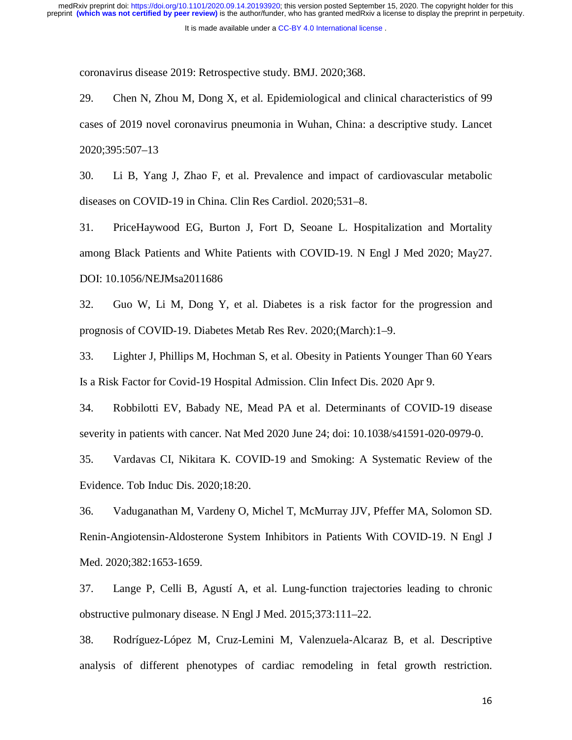coronavirus disease 2019: Retrospective study. BMJ. 2020;368.

29. Chen N, Zhou M, Dong X, et al. Epidemiological and clinical characteristics of 99 cases of 2019 novel coronavirus pneumonia in Wuhan, China: a descriptive study. Lancet 2020;395:507–13

30. Li B, Yang J, Zhao F, et al. Prevalence and impact of cardiovascular metabolic diseases on COVID-19 in China. Clin Res Cardiol. 2020;531–8.

31. PriceHaywood EG, Burton J, Fort D, Seoane L. Hospitalization and Mortality among Black Patients and White Patients with COVID-19. N Engl J Med 2020; May27. DOI: 10.1056/NEJMsa2011686

32. Guo W, Li M, Dong Y, et al. Diabetes is a risk factor for the progression and prognosis of COVID-19. Diabetes Metab Res Rev. 2020;(March):1–9.

33. Lighter J, Phillips M, Hochman S, et al. Obesity in Patients Younger Than 60 Years Is a Risk Factor for Covid-19 Hospital Admission. Clin Infect Dis. 2020 Apr 9.

34. Robbilotti EV, Babady NE, Mead PA et al. Determinants of COVID-19 disease severity in patients with cancer. Nat Med 2020 June 24; doi: 10.1038/s41591-020-0979-0.

35. Vardavas CI, Nikitara K. COVID-19 and Smoking: A Systematic Review of the Evidence. Tob Induc Dis. 2020;18:20.

36. Vaduganathan M, Vardeny O, Michel T, McMurray JJV, Pfeffer MA, Solomon SD. Renin-Angiotensin-Aldosterone System Inhibitors in Patients With COVID-19. N Engl J Med. 2020;382:1653-1659.

37. Lange P, Celli B, Agustí A, et al. Lung-function trajectories leading to chronic obstructive pulmonary disease. N Engl J Med. 2015;373:111–22.

38. Rodríguez-López M, Cruz-Lemini M, Valenzuela-Alcaraz B, et al. Descriptive analysis of different phenotypes of cardiac remodeling in fetal growth restriction.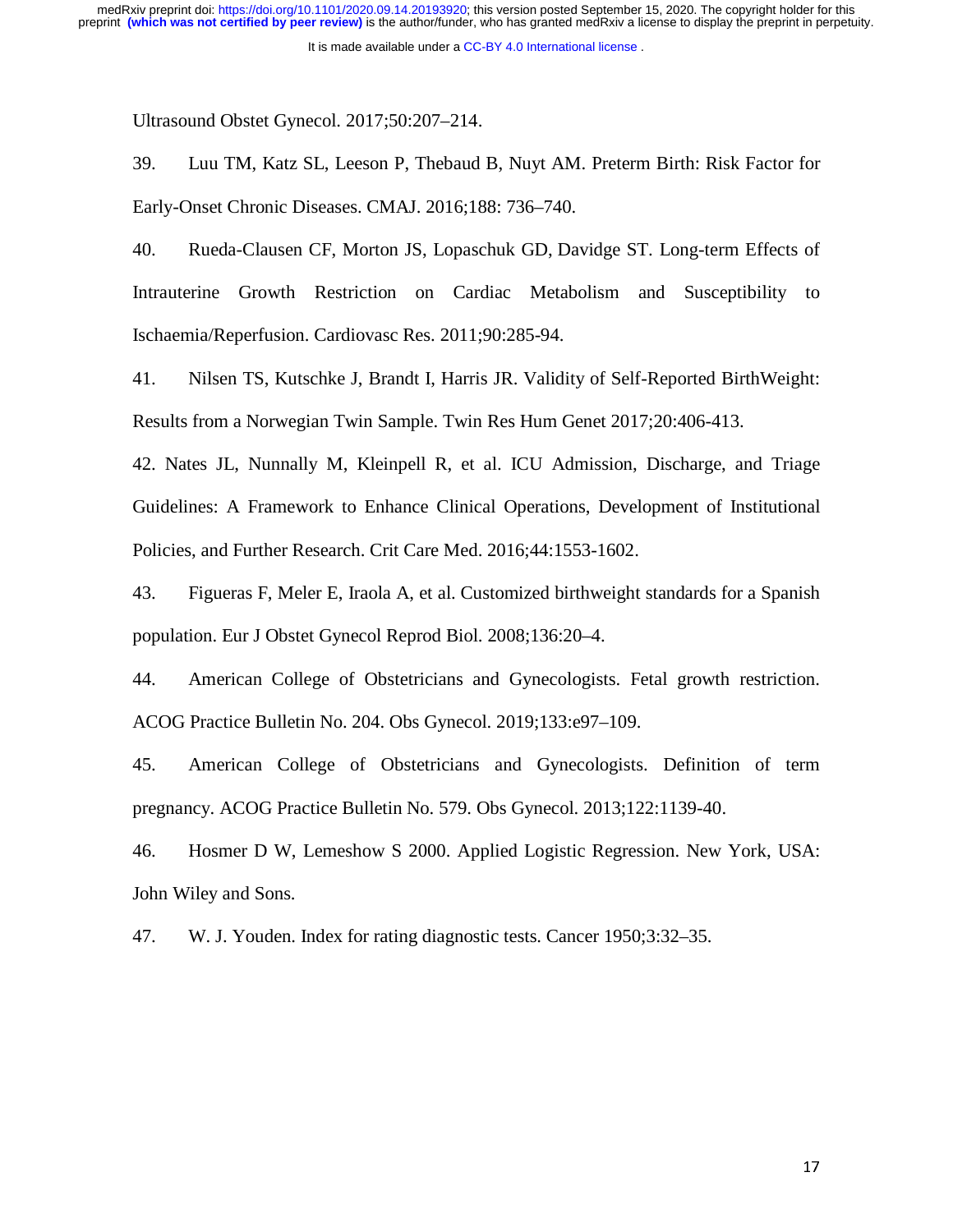Ultrasound Obstet Gynecol. 2017;50:207–214.

39. Luu TM, Katz SL, Leeson P, Thebaud B, Nuyt AM. Preterm Birth: Risk Factor for Early-Onset Chronic Diseases. CMAJ. 2016;188: 736–740.

40. Rueda-Clausen CF, Morton JS, Lopaschuk GD, Davidge ST. Long-term Effects of Intrauterine Growth Restriction on Cardiac Metabolism and Susceptibility to Ischaemia/Reperfusion. Cardiovasc Res. 2011;90:285-94.

41. Nilsen TS, Kutschke J, Brandt I, Harris JR. Validity of Self-Reported BirthWeight: Results from a Norwegian Twin Sample. Twin Res Hum Genet 2017;20:406-413.

42. Nates JL, Nunnally M, Kleinpell R, et al. ICU Admission, Discharge, and Triage Guidelines: A Framework to Enhance Clinical Operations, Development of Institutional Policies, and Further Research. Crit Care Med. 2016;44:1553-1602.

43. Figueras F, Meler E, Iraola A, et al. Customized birthweight standards for a Spanish population. Eur J Obstet Gynecol Reprod Biol. 2008;136:20–4.

44. American College of Obstetricians and Gynecologists. Fetal growth restriction. ACOG Practice Bulletin No. 204. Obs Gynecol. 2019;133:e97–109.

45. American College of Obstetricians and Gynecologists. Definition of term pregnancy. ACOG Practice Bulletin No. 579. Obs Gynecol. 2013;122:1139-40.

46. Hosmer D W, Lemeshow S 2000. Applied Logistic Regression. New York, USA: John Wiley and Sons.

47. W. J. Youden. Index for rating diagnostic tests. Cancer 1950;3:32–35.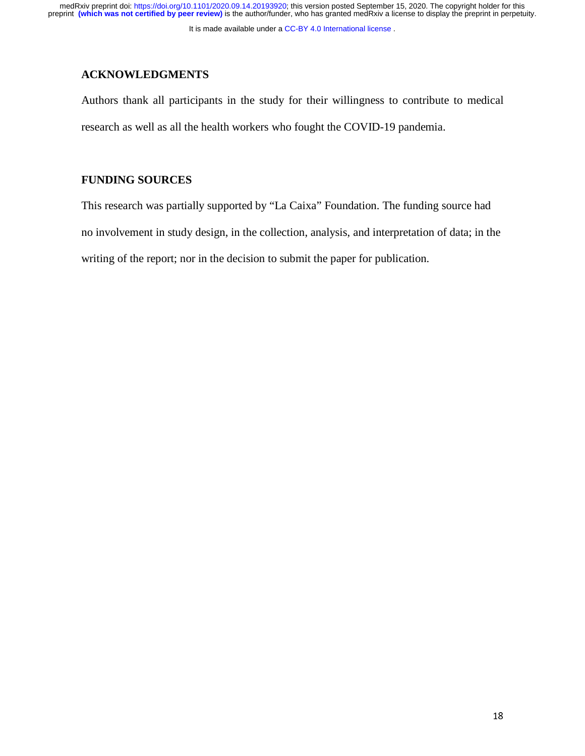## ACKNOWLEDGMENTS

Authors thank all participants in the study for their willingness to contribute to medical research as well as all the health workers who fought the COVID-19 pandemia.

## FUNDING SOURCES

This research was partially supported by "La Caixa" Foundation. The funding source had no involvement in study design, in the collection, analysis, and interpretation of data; in the writing of the report; nor in the decision to submit the paper for publication.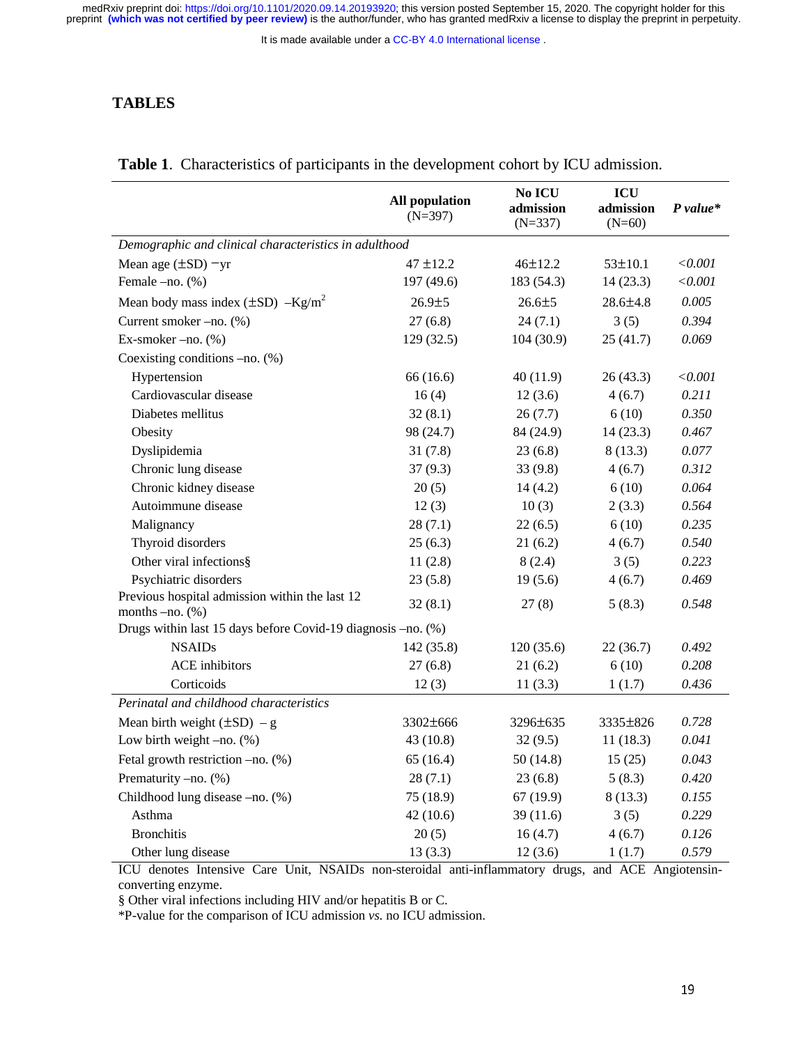# TABLES

**Table 1**. Characteristics of participants in the development cohort by ICU admission.

| | **All population** (N=397) | **No ICU admission** (N=337) | **ICU admission** (N=60) | ***P value**** |
|---|---|---|---|---|
| *Demographic and clinical characteristics in adulthood* | | | | |
| Mean age (±SD) −yr | 47 ±12.2 | 46±12.2 | 53±10.1 | *<0.001* |
| Female –no. (%) | 197 (49.6) | 183 (54.3) | 14 (23.3) | *<0.001* |
| Mean body mass index (±SD) –Kg/m$^2$ | 26.9±5 | 26.6±5 | 28.6±4.8 | *0.005* |
| Current smoker –no. (%) | 27 (6.8) | 24 (7.1) | 3 (5) | *0.394* |
| Ex-smoker –no. (%) | 129 (32.5) | 104 (30.9) | 25 (41.7) | *0.069* |
| Coexisting conditions –no. (%) | | | | |
| Hypertension | 66 (16.6) | 40 (11.9) | 26 (43.3) | *<0.001* |
| Cardiovascular disease | 16 (4) | 12 (3.6) | 4 (6.7) | *0.211* |
| Diabetes mellitus | 32 (8.1) | 26 (7.7) | 6 (10) | *0.350* |
| Obesity | 98 (24.7) | 84 (24.9) | 14 (23.3) | *0.467* |
| Dyslipidemia | 31 (7.8) | 23 (6.8) | 8 (13.3) | *0.077* |
| Chronic lung disease | 37 (9.3) | 33 (9.8) | 4 (6.7) | *0.312* |
| Chronic kidney disease | 20 (5) | 14 (4.2) | 6 (10) | *0.064* |
| Autoimmune disease | 12 (3) | 10 (3) | 2 (3.3) | *0.564* |
| Malignancy | 28 (7.1) | 22 (6.5) | 6 (10) | *0.235* |
| Thyroid disorders | 25 (6.3) | 21 (6.2) | 4 (6.7) | *0.540* |
| Other viral infections§ | 11 (2.8) | 8 (2.4) | 3 (5) | *0.223* |
| Psychiatric disorders | 23 (5.8) | 19 (5.6) | 4 (6.7) | *0.469* |
| Previous hospital admission within the last 12 months –no. (%) | 32 (8.1) | 27 (8) | 5 (8.3) | *0.548* |
| Drugs within last 15 days before Covid-19 diagnosis –no. (%) | | | | |
| NSAIDs | 142 (35.8) | 120 (35.6) | 22 (36.7) | *0.492* |
| ACE inhibitors | 27 (6.8) | 21 (6.2) | 6 (10) | *0.208* |
| Corticoids | 12 (3) | 11 (3.3) | 1 (1.7) | *0.436* |
| *Perinatal and childhood characteristics* | | | | |
| Mean birth weight (±SD) – g | 3302±666 | 3296±635 | 3335±826 | *0.728* |
| Low birth weight –no. (%) | 43 (10.8) | 32 (9.5) | 11 (18.3) | *0.041* |
| Fetal growth restriction –no. (%) | 65 (16.4) | 50 (14.8) | 15 (25) | *0.043* |
| Prematurity –no. (%) | 28 (7.1) | 23 (6.8) | 5 (8.3) | *0.420* |
| Childhood lung disease –no. (%) | 75 (18.9) | 67 (19.9) | 8 (13.3) | *0.155* |
| Asthma | 42 (10.6) | 39 (11.6) | 3 (5) | *0.229* |
| Bronchitis | 20 (5) | 16 (4.7) | 4 (6.7) | *0.126* |
| Other lung disease | 13 (3.3) | 12 (3.6) | 1 (1.7) | *0.579* |

ICU denotes Intensive Care Unit, NSAIDs non-steroidal anti-inflammatory drugs, and ACE Angiotensin-converting enzyme.

§ Other viral infections including HIV and/or hepatitis B or C.

*P-value for the comparison of ICU admission *vs.* no ICU admission.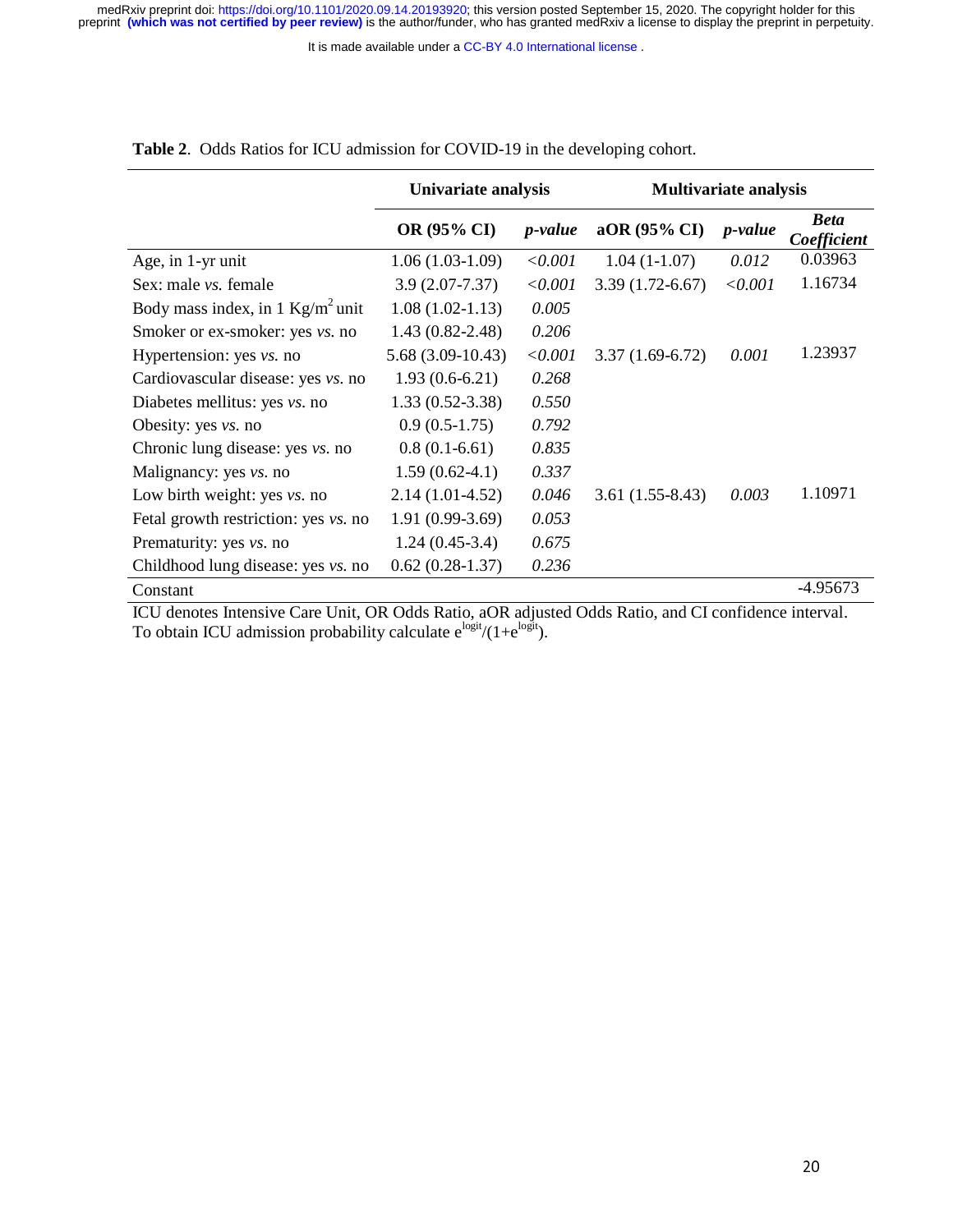**Table 2**. Odds Ratios for ICU admission for COVID-19 in the developing cohort.

| | Univariate analysis | | Multivariate analysis | | |
|---|---|---|---|---|---|
| | **OR (95% CI)** | ***p-value*** | **aOR (95% CI)** | ***p-value*** | ***Beta Coefficient*** |
| Age, in 1-yr unit | 1.06 (1.03-1.09) | *<0.001* | 1.04 (1-1.07) | *0.012* | 0.03963 |
| Sex: male *vs.* female | 3.9 (2.07-7.37) | *<0.001* | 3.39 (1.72-6.67) | *<0.001* | 1.16734 |
| Body mass index, in 1 $Kg/m^2$ unit | 1.08 (1.02-1.13) | *0.005* | | | |
| Smoker or ex-smoker: yes *vs.* no | 1.43 (0.82-2.48) | *0.206* | | | |
| Hypertension: yes *vs.* no | 5.68 (3.09-10.43) | *<0.001* | 3.37 (1.69-6.72) | *0.001* | 1.23937 |
| Cardiovascular disease: yes *vs.* no | 1.93 (0.6-6.21) | *0.268* | | | |
| Diabetes mellitus: yes *vs.* no | 1.33 (0.52-3.38) | *0.550* | | | |
| Obesity: yes *vs.* no | 0.9 (0.5-1.75) | *0.792* | | | |
| Chronic lung disease: yes *vs.* no | 0.8 (0.1-6.61) | *0.835* | | | |
| Malignancy: yes *vs.* no | 1.59 (0.62-4.1) | *0.337* | | | |
| Low birth weight: yes *vs.* no | 2.14 (1.01-4.52) | *0.046* | 3.61 (1.55-8.43) | *0.003* | 1.10971 |
| Fetal growth restriction: yes *vs.* no | 1.91 (0.99-3.69) | *0.053* | | | |
| Prematurity: yes *vs.* no | 1.24 (0.45-3.4) | *0.675* | | | |
| Childhood lung disease: yes *vs.* no | 0.62 (0.28-1.37) | *0.236* | | | |
| Constant | | | | | -4.95673 |

ICU denotes Intensive Care Unit, OR Odds Ratio, aOR adjusted Odds Ratio, and CI confidence interval. To obtain ICU admission probability calculate $e^{logit}/(1+e^{logit})$.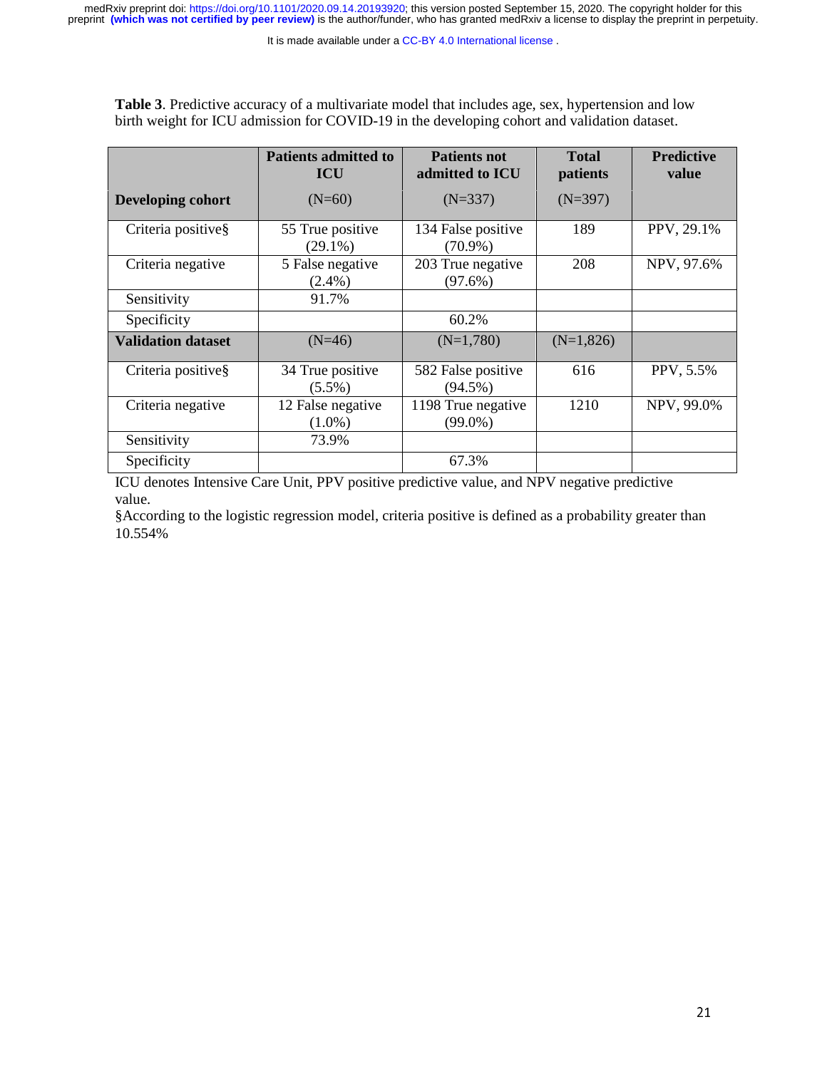**Table 3**. Predictive accuracy of a multivariate model that includes age, sex, hypertension and low birth weight for ICU admission for COVID-19 in the developing cohort and validation dataset.

| | **Patients admitted to ICU** | **Patients not admitted to ICU** | **Total patients** | **Predictive value** |
|---|---|---|---|---|
| **Developing cohort** | (N=60) | (N=337) | (N=397) | |
| Criteria positive§ | 55 True positive (29.1%) | 134 False positive (70.9%) | 189 | PPV, 29.1% |
| Criteria negative | 5 False negative (2.4%) | 203 True negative (97.6%) | 208 | NPV, 97.6% |
| Sensitivity | 91.7% | | | |
| Specificity | | 60.2% | | |
| **Validation dataset** | (N=46) | (N=1,780) | (N=1,826) | |
| Criteria positive§ | 34 True positive (5.5%) | 582 False positive (94.5%) | 616 | PPV, 5.5% |
| Criteria negative | 12 False negative (1.0%) | 1198 True negative (99.0%) | 1210 | NPV, 99.0% |
| Sensitivity | 73.9% | | | |
| Specificity | | 67.3% | | |

ICU denotes Intensive Care Unit, PPV positive predictive value, and NPV negative predictive value.

§According to the logistic regression model, criteria positive is defined as a probability greater than 10.554%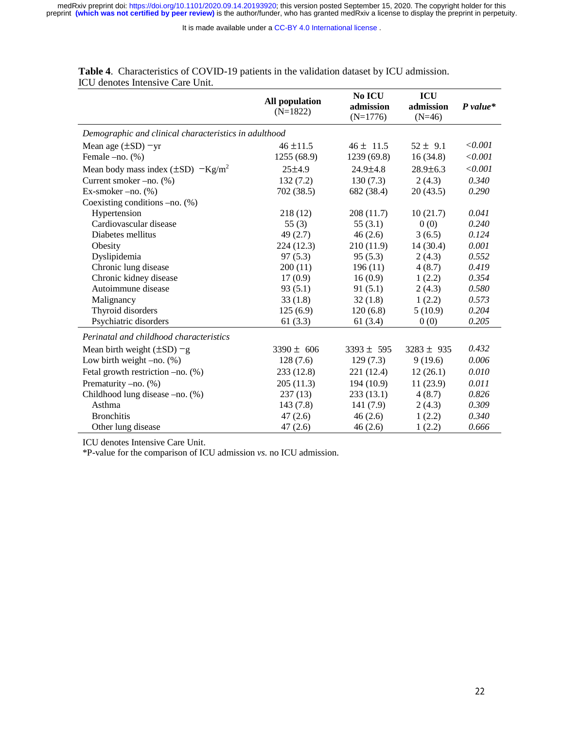**Table 4**. Characteristics of COVID-19 patients in the validation dataset by ICU admission. ICU denotes Intensive Care Unit.

| | **All population** (N=1822) | **No ICU admission** (N=1776) | **ICU admission** (N=46) | ***P value**** |
|---|---|---|---|---|
| *Demographic and clinical characteristics in adulthood* | | | | |
| Mean age (±SD) −yr | 46 ±11.5 | 46 ± 11.5 | 52 ± 9.1 | *<0.001* |
| Female –no. (%) | 1255 (68.9) | 1239 (69.8) | 16 (34.8) | *<0.001* |
| Mean body mass index (±SD) −Kg/m$^2$ | 25±4.9 | 24.9±4.8 | 28.9±6.3 | *<0.001* |
| Current smoker –no. (%) | 132 (7.2) | 130 (7.3) | 2 (4.3) | *0.340* |
| Ex-smoker –no. (%) | 702 (38.5) | 682 (38.4) | 20 (43.5) | *0.290* |
| Coexisting conditions –no. (%) | | | | |
| Hypertension | 218 (12) | 208 (11.7) | 10 (21.7) | *0.041* |
| Cardiovascular disease | 55 (3) | 55 (3.1) | 0 (0) | *0.240* |
| Diabetes mellitus | 49 (2.7) | 46 (2.6) | 3 (6.5) | *0.124* |
| Obesity | 224 (12.3) | 210 (11.9) | 14 (30.4) | *0.001* |
| Dyslipidemia | 97 (5.3) | 95 (5.3) | 2 (4.3) | *0.552* |
| Chronic lung disease | 200 (11) | 196 (11) | 4 (8.7) | *0.419* |
| Chronic kidney disease | 17 (0.9) | 16 (0.9) | 1 (2.2) | *0.354* |
| Autoimmune disease | 93 (5.1) | 91 (5.1) | 2 (4.3) | *0.580* |
| Malignancy | 33 (1.8) | 32 (1.8) | 1 (2.2) | *0.573* |
| Thyroid disorders | 125 (6.9) | 120 (6.8) | 5 (10.9) | *0.204* |
| Psychiatric disorders | 61 (3.3) | 61 (3.4) | 0 (0) | *0.205* |
| *Perinatal and childhood characteristics* | | | | |
| Mean birth weight (±SD) −g | 3390 ± 606 | 3393 ± 595 | 3283 ± 935 | *0.432* |
| Low birth weight –no. (%) | 128 (7.6) | 129 (7.3) | 9 (19.6) | *0.006* |
| Fetal growth restriction –no. (%) | 233 (12.8) | 221 (12.4) | 12 (26.1) | *0.010* |
| Prematurity –no. (%) | 205 (11.3) | 194 (10.9) | 11 (23.9) | *0.011* |
| Childhood lung disease –no. (%) | 237 (13) | 233 (13.1) | 4 (8.7) | *0.826* |
| Asthma | 143 (7.8) | 141 (7.9) | 2 (4.3) | *0.309* |
| Bronchitis | 47 (2.6) | 46 (2.6) | 1 (2.2) | *0.340* |
| Other lung disease | 47 (2.6) | 46 (2.6) | 1 (2.2) | *0.666* |

ICU denotes Intensive Care Unit.
*P-value for the comparison of ICU admission *vs.* no ICU admission.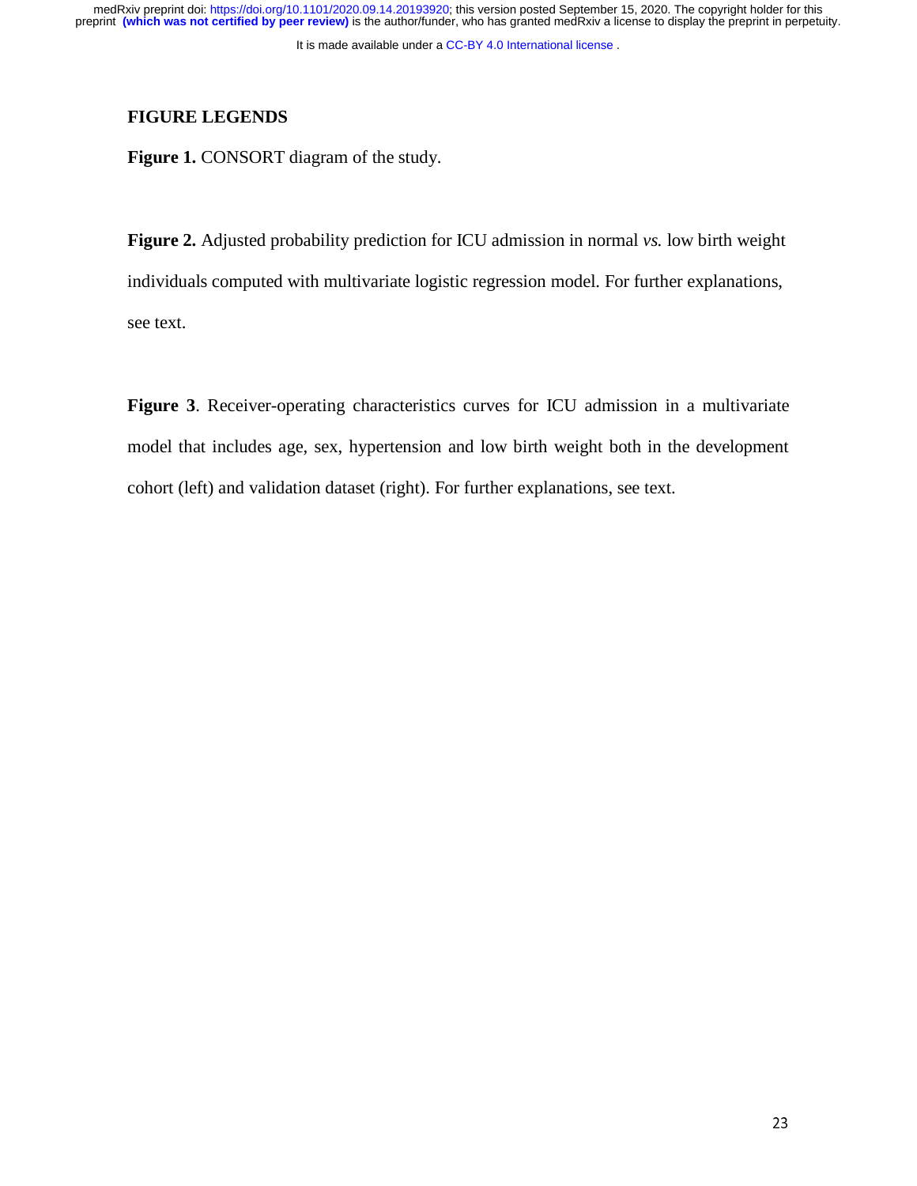## FIGURE LEGENDS

**Figure 1.** CONSORT diagram of the study.

**Figure 2.** Adjusted probability prediction for ICU admission in normal *vs.* low birth weight individuals computed with multivariate logistic regression model. For further explanations, see text.

**Figure 3**. Receiver-operating characteristics curves for ICU admission in a multivariate model that includes age, sex, hypertension and low birth weight both in the development cohort (left) and validation dataset (right). For further explanations, see text.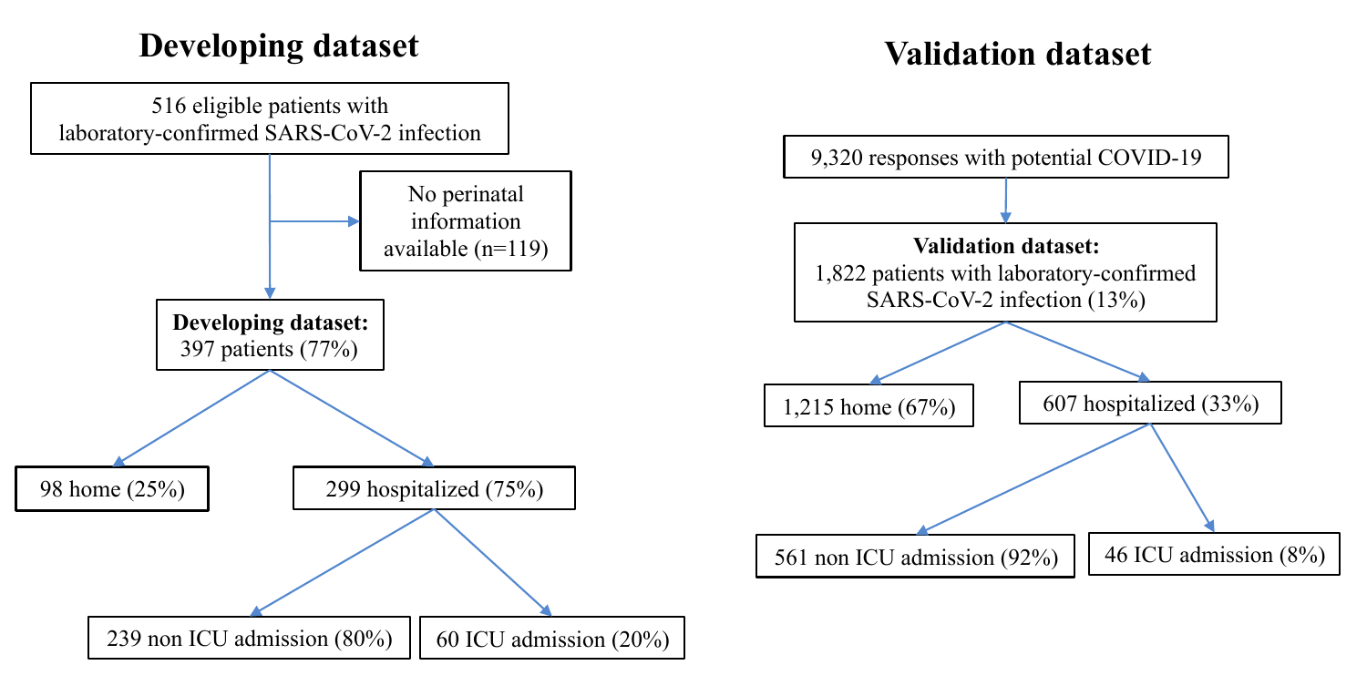## Developing dataset

516 eligible patients with laboratory-confirmed SARS-CoV-2 infection

- No perinatal information available (n=119)

**Developing dataset:** 397 patients (77%)

- 98 home (25%)
- 299 hospitalized (75%)
  - 239 non ICU admission (80%)
  - 60 ICU admission (20%)

## Validation dataset

9,320 responses with potential COVID-19

**Validation dataset:** 1,822 patients with laboratory-confirmed SARS-CoV-2 infection (13%)

- 1,215 home (67%)
- 607 hospitalized (33%)
  - 561 non ICU admission (92%)
  - 46 ICU admission (8%)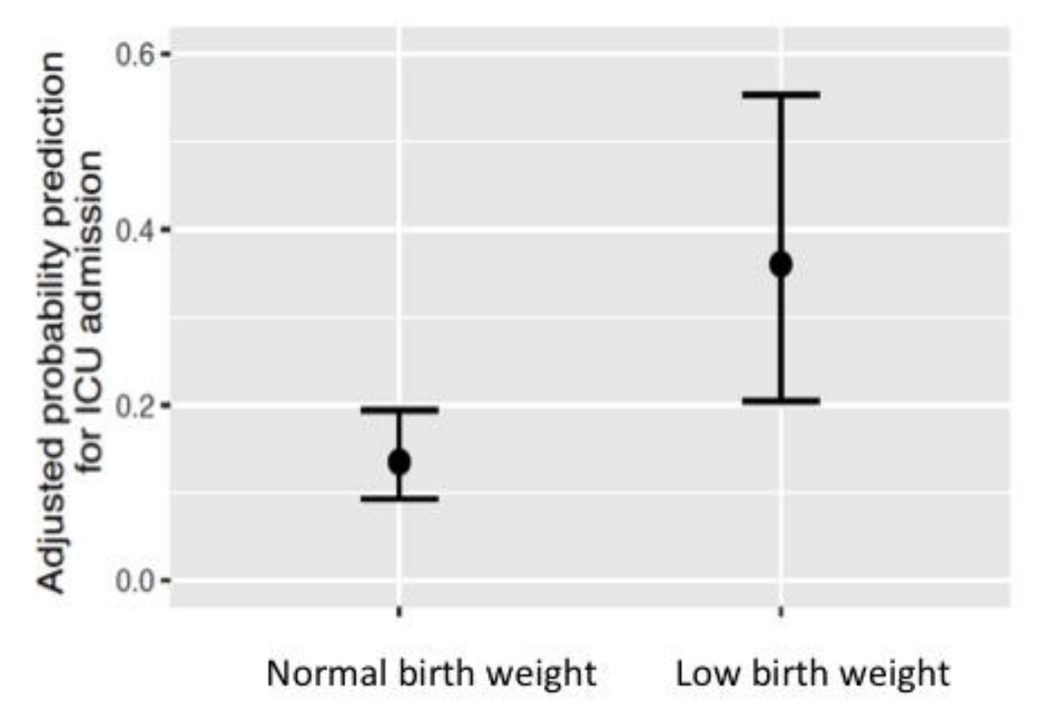Adjusted probability prediction for ICU admission

0.6

0.4

0.2

0.0

Normal birth weight

Low birth weight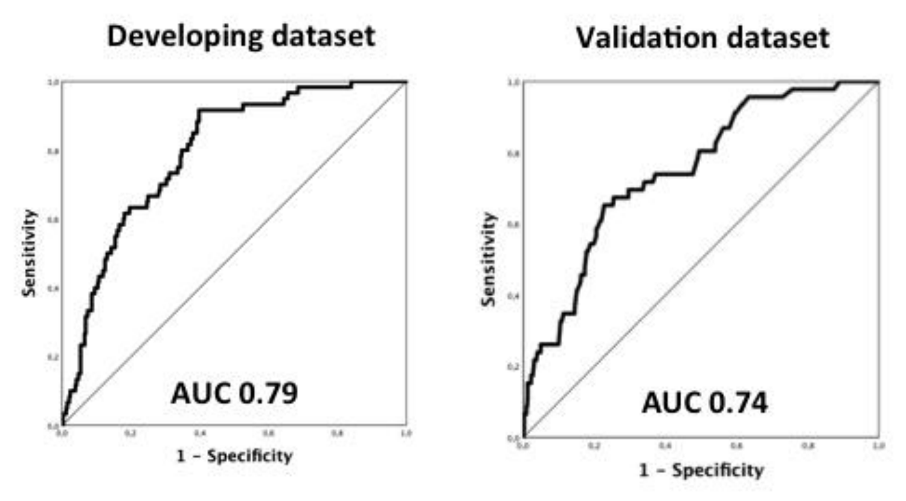Developing dataset

Validation dataset

Sensitivity

1 - Specificity

AUC 0.79

AUC 0.74

0.0
0.2
0.4
0.6
0.8
1.0